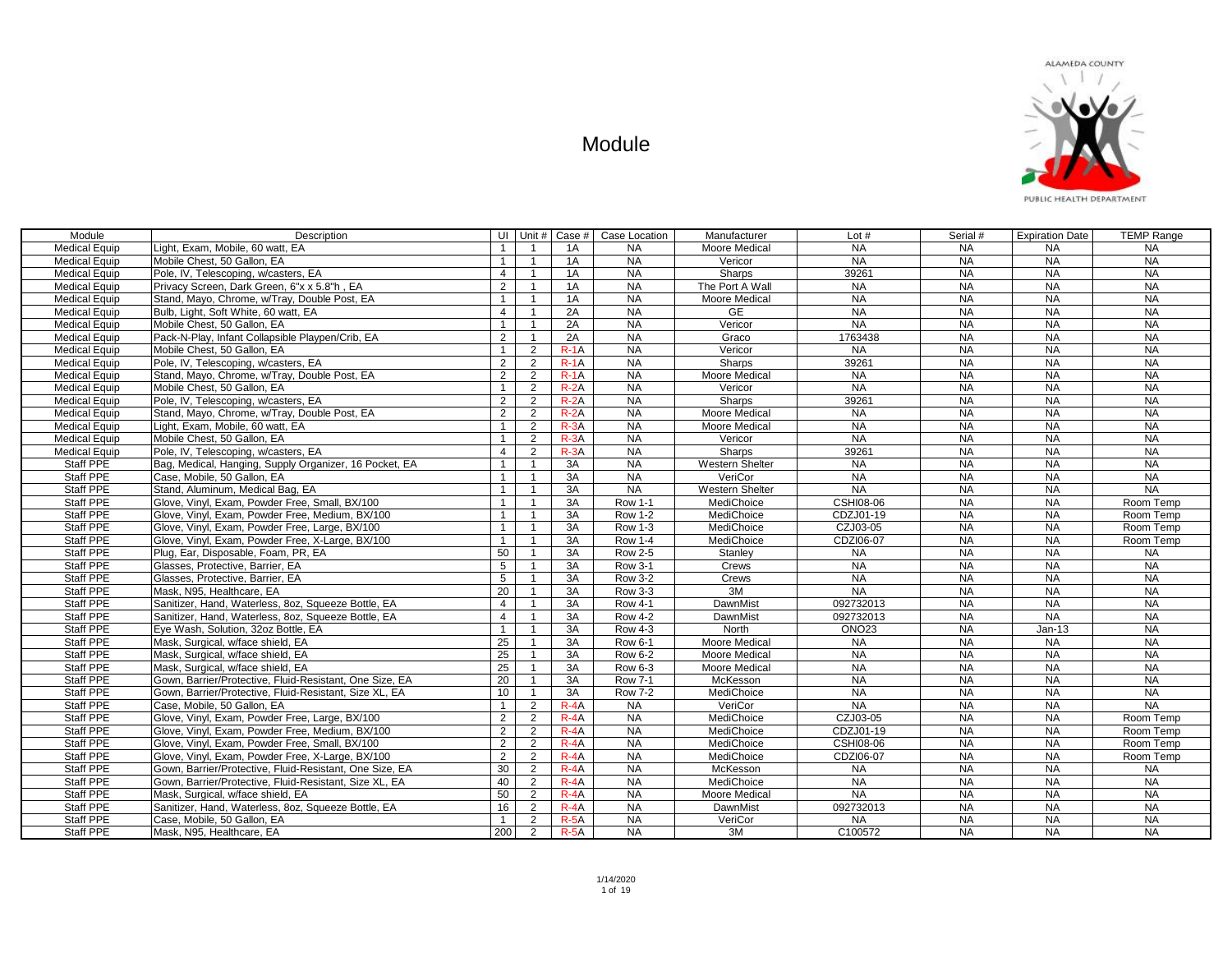# Module

ALAMEDA COUNTY PUBLIC HEALTH DEPARTMENT

| Module | Description | UI | Unit # | Case # | Case Location | Manufacturer | Lot # | Serial # | Expiration Date | TEMP Range |
|---|---|---|---|---|---|---|---|---|---|---|
| Medical Equip | Light, Exam, Mobile, 60 watt, EA | 1 | 1 | 1A | NA | Moore Medical | NA | NA | NA | NA |
| Medical Equip | Mobile Chest, 50 Gallon, EA | 1 | 1 | 1A | NA | Vericor | NA | NA | NA | NA |
| Medical Equip | Pole, IV, Telescoping, w/casters, EA | 4 | 1 | 1A | NA | Sharps | 39261 | NA | NA | NA |
| Medical Equip | Privacy Screen, Dark Green, 6"x x 5.8"h , EA | 2 | 1 | 1A | NA | The Port A Wall | NA | NA | NA | NA |
| Medical Equip | Stand, Mayo, Chrome, w/Tray, Double Post, EA | 1 | 1 | 1A | NA | Moore Medical | NA | NA | NA | NA |
| Medical Equip | Bulb, Light, Soft White, 60 watt, EA | 4 | 1 | 2A | NA | GE | NA | NA | NA | NA |
| Medical Equip | Mobile Chest, 50 Gallon, EA | 1 | 1 | 2A | NA | Vericor | NA | NA | NA | NA |
| Medical Equip | Pack-N-Play, Infant Collapsible Playpen/Crib, EA | 2 | 1 | 2A | NA | Graco | 1763438 | NA | NA | NA |
| Medical Equip | Mobile Chest, 50 Gallon, EA | 1 | 2 | R-1A | NA | Vericor | NA | NA | NA | NA |
| Medical Equip | Pole, IV, Telescoping, w/casters, EA | 2 | 2 | R-1A | NA | Sharps | 39261 | NA | NA | NA |
| Medical Equip | Stand, Mayo, Chrome, w/Tray, Double Post, EA | 2 | 2 | R-1A | NA | Moore Medical | NA | NA | NA | NA |
| Medical Equip | Mobile Chest, 50 Gallon, EA | 1 | 2 | R-2A | NA | Vericor | NA | NA | NA | NA |
| Medical Equip | Pole, IV, Telescoping, w/casters, EA | 2 | 2 | R-2A | NA | Sharps | 39261 | NA | NA | NA |
| Medical Equip | Stand, Mayo, Chrome, w/Tray, Double Post, EA | 2 | 2 | R-2A | NA | Moore Medical | NA | NA | NA | NA |
| Medical Equip | Light, Exam, Mobile, 60 watt, EA | 1 | 2 | R-3A | NA | Moore Medical | NA | NA | NA | NA |
| Medical Equip | Mobile Chest, 50 Gallon, EA | 1 | 2 | R-3A | NA | Vericor | NA | NA | NA | NA |
| Medical Equip | Pole, IV, Telescoping, w/casters, EA | 4 | 2 | R-3A | NA | Sharps | 39261 | NA | NA | NA |
| Staff PPE | Bag, Medical, Hanging, Supply Organizer, 16 Pocket, EA | 1 | 1 | 3A | NA | Western Shelter | NA | NA | NA | NA |
| Staff PPE | Case, Mobile, 50 Gallon, EA | 1 | 1 | 3A | NA | VeriCor | NA | NA | NA | NA |
| Staff PPE | Stand, Aluminum, Medical Bag, EA | 1 | 1 | 3A | NA | Western Shelter | NA | NA | NA | NA |
| Staff PPE | Glove, Vinyl, Exam, Powder Free, Small, BX/100 | 1 | 1 | 3A | Row 1-1 | MediChoice | CSHI08-06 | NA | NA | Room Temp |
| Staff PPE | Glove, Vinyl, Exam, Powder Free, Medium, BX/100 | 1 | 1 | 3A | Row 1-2 | MediChoice | CDZJ01-19 | NA | NA | Room Temp |
| Staff PPE | Glove, Vinyl, Exam, Powder Free, Large, BX/100 | 1 | 1 | 3A | Row 1-3 | MediChoice | CZJ03-05 | NA | NA | Room Temp |
| Staff PPE | Glove, Vinyl, Exam, Powder Free, X-Large, BX/100 | 1 | 1 | 3A | Row 1-4 | MediChoice | CDZI06-07 | NA | NA | Room Temp |
| Staff PPE | Plug, Ear, Disposable, Foam, PR, EA | 50 | 1 | 3A | Row 2-5 | Stanley | NA | NA | NA | NA |
| Staff PPE | Glasses, Protective, Barrier, EA | 5 | 1 | 3A | Row 3-1 | Crews | NA | NA | NA | NA |
| Staff PPE | Glasses, Protective, Barrier, EA | 5 | 1 | 3A | Row 3-2 | Crews | NA | NA | NA | NA |
| Staff PPE | Mask, N95, Healthcare, EA | 20 | 1 | 3A | Row 3-3 | 3M | NA | NA | NA | NA |
| Staff PPE | Sanitizer, Hand, Waterless, 8oz, Squeeze Bottle, EA | 4 | 1 | 3A | Row 4-1 | DawnMist | 092732013 | NA | NA | NA |
| Staff PPE | Sanitizer, Hand, Waterless, 8oz, Squeeze Bottle, EA | 4 | 1 | 3A | Row 4-2 | DawnMist | 092732013 | NA | NA | NA |
| Staff PPE | Eye Wash, Solution, 32oz Bottle, EA | 1 | 1 | 3A | Row 4-3 | North | ONO23 | NA | Jan-13 | NA |
| Staff PPE | Mask, Surgical, w/face shield, EA | 25 | 1 | 3A | Row 6-1 | Moore Medical | NA | NA | NA | NA |
| Staff PPE | Mask, Surgical, w/face shield, EA | 25 | 1 | 3A | Row 6-2 | Moore Medical | NA | NA | NA | NA |
| Staff PPE | Mask, Surgical, w/face shield, EA | 25 | 1 | 3A | Row 6-3 | Moore Medical | NA | NA | NA | NA |
| Staff PPE | Gown, Barrier/Protective, Fluid-Resistant, One Size, EA | 20 | 1 | 3A | Row 7-1 | McKesson | NA | NA | NA | NA |
| Staff PPE | Gown, Barrier/Protective, Fluid-Resistant, Size XL, EA | 10 | 1 | 3A | Row 7-2 | MediChoice | NA | NA | NA | NA |
| Staff PPE | Case, Mobile, 50 Gallon, EA | 1 | 2 | R-4A | NA | VeriCor | NA | NA | NA | NA |
| Staff PPE | Glove, Vinyl, Exam, Powder Free, Large, BX/100 | 2 | 2 | R-4A | NA | MediChoice | CZJ03-05 | NA | NA | Room Temp |
| Staff PPE | Glove, Vinyl, Exam, Powder Free, Medium, BX/100 | 2 | 2 | R-4A | NA | MediChoice | CDZJ01-19 | NA | NA | Room Temp |
| Staff PPE | Glove, Vinyl, Exam, Powder Free, Small, BX/100 | 2 | 2 | R-4A | NA | MediChoice | CSHI08-06 | NA | NA | Room Temp |
| Staff PPE | Glove, Vinyl, Exam, Powder Free, X-Large, BX/100 | 2 | 2 | R-4A | NA | MediChoice | CDZI06-07 | NA | NA | Room Temp |
| Staff PPE | Gown, Barrier/Protective, Fluid-Resistant, One Size, EA | 30 | 2 | R-4A | NA | McKesson | NA | NA | NA | NA |
| Staff PPE | Gown, Barrier/Protective, Fluid-Resistant, Size XL, EA | 40 | 2 | R-4A | NA | MediChoice | NA | NA | NA | NA |
| Staff PPE | Mask, Surgical, w/face shield, EA | 50 | 2 | R-4A | NA | Moore Medical | NA | NA | NA | NA |
| Staff PPE | Sanitizer, Hand, Waterless, 8oz, Squeeze Bottle, EA | 16 | 2 | R-4A | NA | DawnMist | 092732013 | NA | NA | NA |
| Staff PPE | Case, Mobile, 50 Gallon, EA | 1 | 2 | R-5A | NA | VeriCor | NA | NA | NA | NA |
| Staff PPE | Mask, N95, Healthcare, EA | 200 | 2 | R-5A | NA | 3M | C100572 | NA | NA | NA |

1/14/2020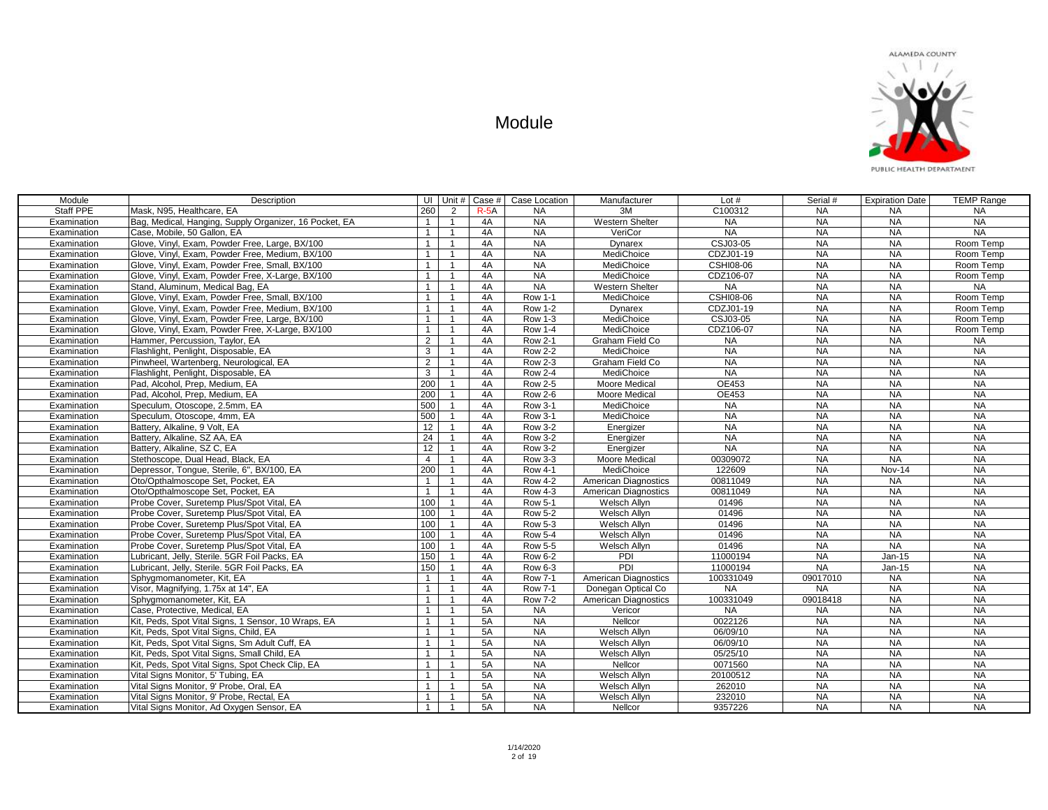# Module

ALAMEDA COUNTY PUBLIC HEALTH DEPARTMENT

| Module | Description | UI | Unit # | Case # | Case Location | Manufacturer | Lot # | Serial # | Expiration Date | TEMP Range |
|---|---|---|---|---|---|---|---|---|---|---|
| Staff PPE | Mask, N95, Healthcare, EA | 260 | 2 | R-5A | NA | 3M | C100312 | NA | NA | NA |
| Examination | Bag, Medical, Hanging, Supply Organizer, 16 Pocket, EA | 1 | 1 | 4A | NA | Western Shelter | NA | NA | NA | NA |
| Examination | Case, Mobile, 50 Gallon, EA | 1 | 1 | 4A | NA | VeriCor | NA | NA | NA | NA |
| Examination | Glove, Vinyl, Exam, Powder Free, Large, BX/100 | 1 | 1 | 4A | NA | Dynarex | CSJ03-05 | NA | NA | Room Temp |
| Examination | Glove, Vinyl, Exam, Powder Free, Medium, BX/100 | 1 | 1 | 4A | NA | MediChoice | CDZJ01-19 | NA | NA | Room Temp |
| Examination | Glove, Vinyl, Exam, Powder Free, Small, BX/100 | 1 | 1 | 4A | NA | MediChoice | CSHI08-06 | NA | NA | Room Temp |
| Examination | Glove, Vinyl, Exam, Powder Free, X-Large, BX/100 | 1 | 1 | 4A | NA | MediChoice | CDZ106-07 | NA | NA | Room Temp |
| Examination | Stand, Aluminum, Medical Bag, EA | 1 | 1 | 4A | NA | Western Shelter | NA | NA | NA | NA |
| Examination | Glove, Vinyl, Exam, Powder Free, Small, BX/100 | 1 | 1 | 4A | Row 1-1 | MediChoice | CSHI08-06 | NA | NA | Room Temp |
| Examination | Glove, Vinyl, Exam, Powder Free, Medium, BX/100 | 1 | 1 | 4A | Row 1-2 | Dynarex | CDZJ01-19 | NA | NA | Room Temp |
| Examination | Glove, Vinyl, Exam, Powder Free, Large, BX/100 | 1 | 1 | 4A | Row 1-3 | MediChoice | CSJ03-05 | NA | NA | Room Temp |
| Examination | Glove, Vinyl, Exam, Powder Free, X-Large, BX/100 | 1 | 1 | 4A | Row 1-4 | MediChoice | CDZ106-07 | NA | NA | Room Temp |
| Examination | Hammer, Percussion, Taylor, EA | 2 | 1 | 4A | Row 2-1 | Graham Field Co | NA | NA | NA | NA |
| Examination | Flashlight, Penlight, Disposable, EA | 3 | 1 | 4A | Row 2-2 | MediChoice | NA | NA | NA | NA |
| Examination | Pinwheel, Wartenberg, Neurological, EA | 2 | 1 | 4A | Row 2-3 | Graham Field Co | NA | NA | NA | NA |
| Examination | Flashlight, Penlight, Disposable, EA | 3 | 1 | 4A | Row 2-4 | MediChoice | NA | NA | NA | NA |
| Examination | Pad, Alcohol, Prep, Medium, EA | 200 | 1 | 4A | Row 2-5 | Moore Medical | OE453 | NA | NA | NA |
| Examination | Pad, Alcohol, Prep, Medium, EA | 200 | 1 | 4A | Row 2-6 | Moore Medical | OE453 | NA | NA | NA |
| Examination | Speculum, Otoscope, 2.5mm, EA | 500 | 1 | 4A | Row 3-1 | MediChoice | NA | NA | NA | NA |
| Examination | Speculum, Otoscope, 4mm, EA | 500 | 1 | 4A | Row 3-1 | MediChoice | NA | NA | NA | NA |
| Examination | Battery, Alkaline, 9 Volt, EA | 12 | 1 | 4A | Row 3-2 | Energizer | NA | NA | NA | NA |
| Examination | Battery, Alkaline, SZ AA, EA | 24 | 1 | 4A | Row 3-2 | Energizer | NA | NA | NA | NA |
| Examination | Battery, Alkaline, SZ C, EA | 12 | 1 | 4A | Row 3-2 | Energizer | NA | NA | NA | NA |
| Examination | Stethoscope, Dual Head, Black, EA | 4 | 1 | 4A | Row 3-3 | Moore Medical | 00309072 | NA | NA | NA |
| Examination | Depressor, Tongue, Sterile, 6", BX/100, EA | 200 | 1 | 4A | Row 4-1 | MediChoice | 122609 | NA | Nov-14 | NA |
| Examination | Oto/Opthalmoscope Set, Pocket, EA | 1 | 1 | 4A | Row 4-2 | American Diagnostics | 00811049 | NA | NA | NA |
| Examination | Oto/Opthalmoscope Set, Pocket, EA | 1 | 1 | 4A | Row 4-3 | American Diagnostics | 00811049 | NA | NA | NA |
| Examination | Probe Cover, Suretemp Plus/Spot Vital, EA | 100 | 1 | 4A | Row 5-1 | Welsch Allyn | 01496 | NA | NA | NA |
| Examination | Probe Cover, Suretemp Plus/Spot Vital, EA | 100 | 1 | 4A | Row 5-2 | Welsch Allyn | 01496 | NA | NA | NA |
| Examination | Probe Cover, Suretemp Plus/Spot Vital, EA | 100 | 1 | 4A | Row 5-3 | Welsch Allyn | 01496 | NA | NA | NA |
| Examination | Probe Cover, Suretemp Plus/Spot Vital, EA | 100 | 1 | 4A | Row 5-4 | Welsch Allyn | 01496 | NA | NA | NA |
| Examination | Probe Cover, Suretemp Plus/Spot Vital, EA | 100 | 1 | 4A | Row 5-5 | Welsch Allyn | 01496 | NA | NA | NA |
| Examination | Lubricant, Jelly, Sterile. 5GR Foil Packs, EA | 150 | 1 | 4A | Row 6-2 | PDI | 11000194 | NA | Jan-15 | NA |
| Examination | Lubricant, Jelly, Sterile. 5GR Foil Packs, EA | 150 | 1 | 4A | Row 6-3 | PDI | 11000194 | NA | Jan-15 | NA |
| Examination | Sphygmomanometer, Kit, EA | 1 | 1 | 4A | Row 7-1 | American Diagnostics | 100331049 | 09017010 | NA | NA |
| Examination | Visor, Magnifying, 1.75x at 14", EA | 1 | 1 | 4A | Row 7-1 | Donegan Optical Co | NA | NA | NA | NA |
| Examination | Sphygmomanometer, Kit, EA | 1 | 1 | 4A | Row 7-2 | American Diagnostics | 100331049 | 09018418 | NA | NA |
| Examination | Case, Protective, Medical, EA | 1 | 1 | 5A | NA | Vericor | NA | NA | NA | NA |
| Examination | Kit, Peds, Spot Vital Signs, 1 Sensor, 10 Wraps, EA | 1 | 1 | 5A | NA | Nellcor | 0022126 | NA | NA | NA |
| Examination | Kit, Peds, Spot Vital Signs, Child, EA | 1 | 1 | 5A | NA | Welsch Allyn | 06/09/10 | NA | NA | NA |
| Examination | Kit, Peds, Spot Vital Signs, Sm Adult Cuff, EA | 1 | 1 | 5A | NA | Welsch Allyn | 06/09/10 | NA | NA | NA |
| Examination | Kit, Peds, Spot Vital Signs, Small Child, EA | 1 | 1 | 5A | NA | Welsch Allyn | 05/25/10 | NA | NA | NA |
| Examination | Kit, Peds, Spot Vital Signs, Spot Check Clip, EA | 1 | 1 | 5A | NA | Nellcor | 0071560 | NA | NA | NA |
| Examination | Vital Signs Monitor, 5' Tubing, EA | 1 | 1 | 5A | NA | Welsch Allyn | 20100512 | NA | NA | NA |
| Examination | Vital Signs Monitor, 9' Probe, Oral, EA | 1 | 1 | 5A | NA | Welsch Allyn | 262010 | NA | NA | NA |
| Examination | Vital Signs Monitor, 9' Probe, Rectal, EA | 1 | 1 | 5A | NA | Welsch Allyn | 232010 | NA | NA | NA |
| Examination | Vital Signs Monitor, Ad Oxygen Sensor, EA | 1 | 1 | 5A | NA | Nellcor | 9357226 | NA | NA | NA |

1/14/2020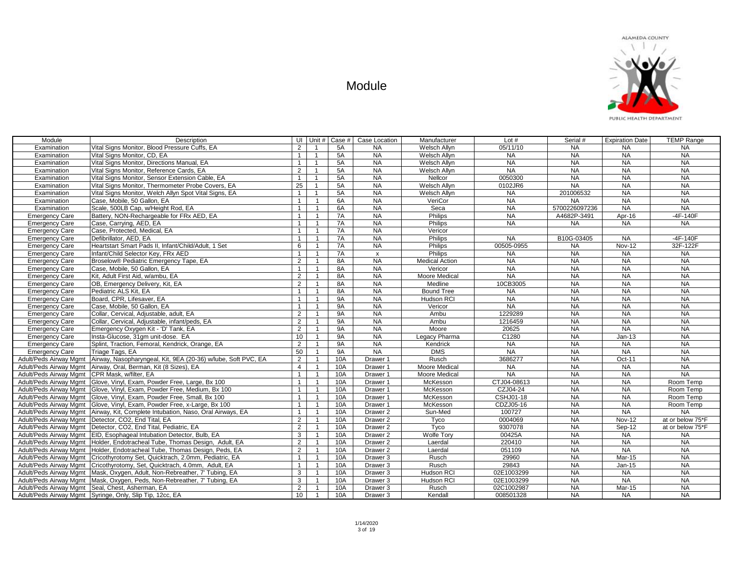# Module

ALAMEDA COUNTY PUBLIC HEALTH DEPARTMENT

| Module | Description | UI | Unit # | Case # | Case Location | Manufacturer | Lot # | Serial # | Expiration Date | TEMP Range |
|---|---|---|---|---|---|---|---|---|---|---|
| Examination | Vital Signs Monitor, Blood Pressure Cuffs, EA | 2 | 1 | 5A | NA | Welsch Allyn | 05/11/10 | NA | NA | NA |
| Examination | Vital Signs Monitor, CD, EA | 1 | 1 | 5A | NA | Welsch Allyn | NA | NA | NA | NA |
| Examination | Vital Signs Monitor, Directions Manual, EA | 1 | 1 | 5A | NA | Welsch Allyn | NA | NA | NA | NA |
| Examination | Vital Signs Monitor, Reference Cards, EA | 2 | 1 | 5A | NA | Welsch Allyn | NA | NA | NA | NA |
| Examination | Vital Signs Monitor, Sensor Extension Cable, EA | 1 | 1 | 5A | NA | Nellcor | 0050300 | NA | NA | NA |
| Examination | Vital Signs Monitor, Thermometer Probe Covers, EA | 25 | 1 | 5A | NA | Welsch Allyn | 0102JR6 | NA | NA | NA |
| Examination | Vital Signs Monitor, Welch Allyn Spot Vital Signs, EA | 1 | 1 | 5A | NA | Welsch Allyn | NA | 201006532 | NA | NA |
| Examination | Case, Mobile, 50 Gallon, EA | 1 | 1 | 6A | NA | VeriCor | NA | NA | NA | NA |
| Examination | Scale, 500LB Cap, w/Height Rod, EA | 1 | 1 | 6A | NA | Seca | NA | 5700226097236 | NA | NA |
| Emergency Care | Battery, NON-Rechargeable for FRx AED, EA | 1 | 1 | 7A | NA | Philips | NA | A4682P-3491 | Apr-16 | -4F-140F |
| Emergency Care | Case, Carrying, AED, EA | 1 | 1 | 7A | NA | Philips | NA | NA | NA | NA |
| Emergency Care | Case, Protected, Medical, EA | 1 | 1 | 7A | NA | Vericor | | | | |
| Emergency Care | Defibrillator, AED, EA | 1 | 1 | 7A | NA | Philips | NA | B10G-03405 | NA | -4F-140F |
| Emergency Care | Heartstart Smart Pads II, Infant/Child/Adult, 1 Set | 6 | 1 | 7A | NA | Philips | 00505-0955 | NA | Nov-12 | 32F-122F |
| Emergency Care | Infant/Child Selector Key, FRx AED | 1 | 1 | 7A | x | Philips | NA | NA | NA | NA |
| Emergency Care | Broselow® Pediatric Emergency Tape, EA | 2 | 1 | 8A | NA | Medical Action | NA | NA | NA | NA |
| Emergency Care | Case, Mobile, 50 Gallon, EA | 1 | 1 | 8A | NA | Vericor | NA | NA | NA | NA |
| Emergency Care | Kit, Adult First Aid, w/ambu, EA | 2 | 1 | 8A | NA | Moore Medical | NA | NA | NA | NA |
| Emergency Care | OB, Emergency Delivery, Kit, EA | 2 | 1 | 8A | NA | Medline | 10CB3005 | NA | NA | NA |
| Emergency Care | Pediatric ALS Kit, EA | 1 | 1 | 8A | NA | Bound Tree | NA | NA | NA | NA |
| Emergency Care | Board, CPR, Lifesaver, EA | 1 | 1 | 9A | NA | Hudson RCI | NA | NA | NA | NA |
| Emergency Care | Case, Mobile, 50 Gallon, EA | 1 | 1 | 9A | NA | Vericor | NA | NA | NA | NA |
| Emergency Care | Collar, Cervical, Adjustable, adult, EA | 2 | 1 | 9A | NA | Ambu | 1229289 | NA | NA | NA |
| Emergency Care | Collar, Cervical, Adjustable, infant/peds, EA | 2 | 1 | 9A | NA | Ambu | 1216459 | NA | NA | NA |
| Emergency Care | Emergency Oxygen Kit - 'D' Tank, EA | 2 | 1 | 9A | NA | Moore | 20625 | NA | NA | NA |
| Emergency Care | Insta-Glucose, 31gm unit-dose. EA | 10 | 1 | 9A | NA | Legacy Pharma | C1280 | NA | Jan-13 | NA |
| Emergency Care | Splint, Traction, Femoral, Kendrick, Orange, EA | 2 | 1 | 9A | NA | Kendrick | NA | NA | NA | NA |
| Emergency Care | Triage Tags, EA | 50 | 1 | 9A | NA | DMS | NA | NA | NA | NA |
| Adult/Peds Airway Mgmt | Airway, Nasopharyngeal, Kit, 9EA (20-36) w/lube, Soft PVC, EA | 2 | 1 | 10A | Drawer 1 | Rusch | 3686277 | NA | Oct-11 | NA |
| Adult/Peds Airway Mgmt | Airway, Oral, Berman, Kit (8 Sizes), EA | 4 | 1 | 10A | Drawer 1 | Moore Medical | NA | NA | NA | NA |
| Adult/Peds Airway Mgmt | CPR Mask, w/filter, EA | 1 | 1 | 10A | Drawer 1 | Moore Medical | NA | NA | NA | NA |
| Adult/Peds Airway Mgmt | Glove, Vinyl, Exam, Powder Free, Large, Bx 100 | 1 | 1 | 10A | Drawer 1 | McKesson | CTJ04-08613 | NA | NA | Room Temp |
| Adult/Peds Airway Mgmt | Glove, Vinyl, Exam, Powder Free, Medium, Bx 100 | 1 | 1 | 10A | Drawer 1 | McKesson | CZJ04-24 | NA | NA | Room Temp |
| Adult/Peds Airway Mgmt | Glove, Vinyl, Exam, Powder Free, Small, Bx 100 | 1 | 1 | 10A | Drawer 1 | McKesson | CSHJ01-18 | NA | NA | Room Temp |
| Adult/Peds Airway Mgmt | Glove, Vinyl, Exam, Powder Free, x-Large, Bx 100 | 1 | 1 | 10A | Drawer 1 | McKesson | CDZJ05-16 | NA | NA | Room Temp |
| Adult/Peds Airway Mgmt | Airway, Kit, Complete Intubation, Naso, Oral Airways, EA | 1 | 1 | 10A | Drawer 2 | Sun-Med | 100727 | NA | NA | NA |
| Adult/Peds Airway Mgmt | Detector, CO2, End Tital, EA | 2 | 1 | 10A | Drawer 2 | Tyco | 0004069 | NA | Nov-12 | at or below 75*F |
| Adult/Peds Airway Mgmt | Detector, CO2, End Tital, Pediatric, EA | 2 | 1 | 10A | Drawer 2 | Tyco | 9307078 | NA | Sep-12 | at or below 75*F |
| Adult/Peds Airway Mgmt | EID, Esophageal Intubation Detector, Bulb, EA | 3 | 1 | 10A | Drawer 2 | Wolfe Tory | 00425A | NA | NA | NA |
| Adult/Peds Airway Mgmt | Holder, Endotracheal Tube, Thomas Design, Adult, EA | 2 | 1 | 10A | Drawer 2 | Laerdal | 220410 | NA | NA | NA |
| Adult/Peds Airway Mgmt | Holder, Endotracheal Tube, Thomas Design, Peds, EA | 2 | 1 | 10A | Drawer 2 | Laerdal | 051109 | NA | NA | NA |
| Adult/Peds Airway Mgmt | Cricothyrotomy Set, Quicktrach, 2.0mm, Pediatric, EA | 1 | 1 | 10A | Drawer 3 | Rusch | 29960 | NA | Mar-15 | NA |
| Adult/Peds Airway Mgmt | Cricothyrotomy, Set, Quicktrach, 4.0mm, Adult, EA | 1 | 1 | 10A | Drawer 3 | Rusch | 29843 | NA | Jan-15 | NA |
| Adult/Peds Airway Mgmt | Mask, Oxygen, Adult, Non-Rebreather, 7' Tubing, EA | 3 | 1 | 10A | Drawer 3 | Hudson RCI | 02E1003299 | NA | NA | NA |
| Adult/Peds Airway Mgmt | Mask, Oxygen, Peds, Non-Rebreather, 7' Tubing, EA | 3 | 1 | 10A | Drawer 3 | Hudson RCI | 02E1003299 | NA | NA | NA |
| Adult/Peds Airway Mgmt | Seal, Chest, Asherman, EA | 2 | 1 | 10A | Drawer 3 | Rusch | 02C1002987 | NA | Mar-15 | NA |
| Adult/Peds Airway Mgmt | Syringe, Only, Slip Tip, 12cc, EA | 10 | 1 | 10A | Drawer 3 | Kendall | 008501328 | NA | NA | NA |

1/14/2020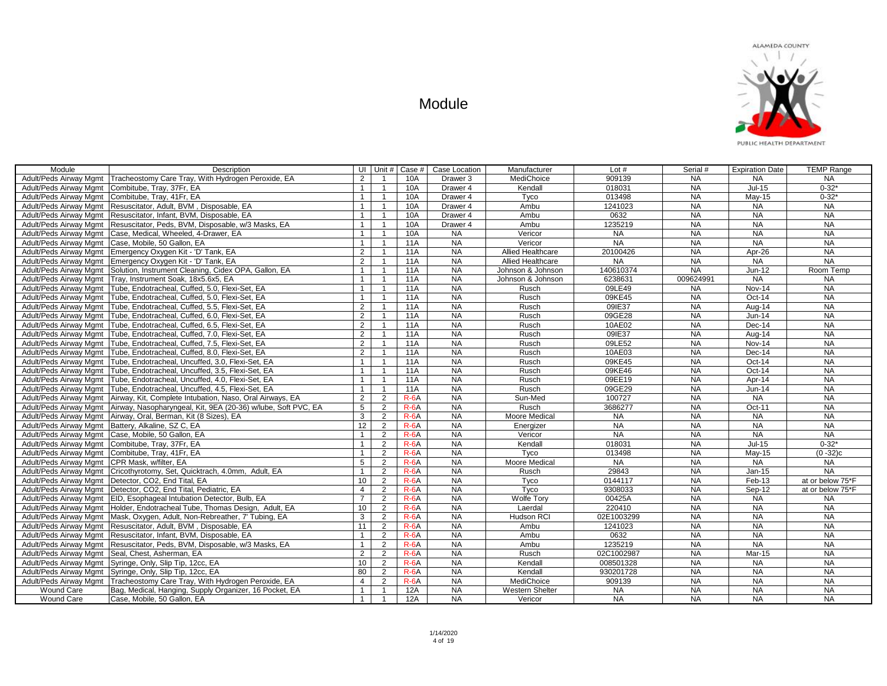# Module

ALAMEDA COUNTY PUBLIC HEALTH DEPARTMENT

| Module | Description | UI | Unit # | Case # | Case Location | Manufacturer | Lot # | Serial # | Expiration Date | TEMP Range |
|---|---|---|---|---|---|---|---|---|---|---|
| Adult/Peds Airway Mgmt | Tracheostomy Care Tray, With Hydrogen Peroxide, EA | 2 | 1 | 10A | Drawer 3 | MediChoice | 909139 | NA | NA | NA |
| Adult/Peds Airway Mgmt | Combitube, Tray, 37Fr, EA | 1 | 1 | 10A | Drawer 4 | Kendall | 018031 | NA | Jul-15 | 0-32* |
| Adult/Peds Airway Mgmt | Combitube, Tray, 41Fr, EA | 1 | 1 | 10A | Drawer 4 | Tyco | 013498 | NA | May-15 | 0-32* |
| Adult/Peds Airway Mgmt | Resuscitator, Adult, BVM , Disposable, EA | 1 | 1 | 10A | Drawer 4 | Ambu | 1241023 | NA | NA | NA |
| Adult/Peds Airway Mgmt | Resuscitator, Infant, BVM, Disposable, EA | 1 | 1 | 10A | Drawer 4 | Ambu | 0632 | NA | NA | NA |
| Adult/Peds Airway Mgmt | Resuscitator, Peds, BVM, Disposable, w/3 Masks, EA | 1 | 1 | 10A | Drawer 4 | Ambu | 1235219 | NA | NA | NA |
| Adult/Peds Airway Mgmt | Case, Medical, Wheeled, 4-Drawer, EA | 1 | 1 | 10A | NA | Vericor | NA | NA | NA | NA |
| Adult/Peds Airway Mgmt | Case, Mobile, 50 Gallon, EA | 1 | 1 | 11A | NA | Vericor | NA | NA | NA | NA |
| Adult/Peds Airway Mgmt | Emergency Oxygen Kit - 'D' Tank, EA | 2 | 1 | 11A | NA | Allied Healthcare | 20100426 | NA | Apr-26 | NA |
| Adult/Peds Airway Mgmt | Emergency Oxygen Kit - 'D' Tank, EA | 2 | 1 | 11A | NA | Allied Healthcare | NA | NA | NA | NA |
| Adult/Peds Airway Mgmt | Solution, Instrument Cleaning, Cidex OPA, Gallon, EA | 1 | 1 | 11A | NA | Johnson & Johnson | 140610374 | NA | Jun-12 | Room Temp |
| Adult/Peds Airway Mgmt | Tray, Instrument Soak, 18x5.6x5, EA | 1 | 1 | 11A | NA | Johnson & Johnson | 6238631 | 009624991 | NA | NA |
| Adult/Peds Airway Mgmt | Tube, Endotracheal, Cuffed, 5.0, Flexi-Set, EA | 1 | 1 | 11A | NA | Rusch | 09LE49 | NA | Nov-14 | NA |
| Adult/Peds Airway Mgmt | Tube, Endotracheal, Cuffed, 5.0, Flexi-Set, EA | 1 | 1 | 11A | NA | Rusch | 09KE45 | NA | Oct-14 | NA |
| Adult/Peds Airway Mgmt | Tube, Endotracheal, Cuffed, 5.5, Flexi-Set, EA | 2 | 1 | 11A | NA | Rusch | 09IE37 | NA | Aug-14 | NA |
| Adult/Peds Airway Mgmt | Tube, Endotracheal, Cuffed, 6.0, Flexi-Set, EA | 2 | 1 | 11A | NA | Rusch | 09GE28 | NA | Jun-14 | NA |
| Adult/Peds Airway Mgmt | Tube, Endotracheal, Cuffed, 6.5, Flexi-Set, EA | 2 | 1 | 11A | NA | Rusch | 10AE02 | NA | Dec-14 | NA |
| Adult/Peds Airway Mgmt | Tube, Endotracheal, Cuffed, 7.0, Flexi-Set, EA | 2 | 1 | 11A | NA | Rusch | 09IE37 | NA | Aug-14 | NA |
| Adult/Peds Airway Mgmt | Tube, Endotracheal, Cuffed, 7.5, Flexi-Set, EA | 2 | 1 | 11A | NA | Rusch | 09LE52 | NA | Nov-14 | NA |
| Adult/Peds Airway Mgmt | Tube, Endotracheal, Cuffed, 8.0, Flexi-Set, EA | 2 | 1 | 11A | NA | Rusch | 10AE03 | NA | Dec-14 | NA |
| Adult/Peds Airway Mgmt | Tube, Endotracheal, Uncuffed, 3.0, Flexi-Set, EA | 1 | 1 | 11A | NA | Rusch | 09KE45 | NA | Oct-14 | NA |
| Adult/Peds Airway Mgmt | Tube, Endotracheal, Uncuffed, 3.5, Flexi-Set, EA | 1 | 1 | 11A | NA | Rusch | 09KE46 | NA | Oct-14 | NA |
| Adult/Peds Airway Mgmt | Tube, Endotracheal, Uncuffed, 4.0, Flexi-Set, EA | 1 | 1 | 11A | NA | Rusch | 09EE19 | NA | Apr-14 | NA |
| Adult/Peds Airway Mgmt | Tube, Endotracheal, Uncuffed, 4.5, Flexi-Set, EA | 1 | 1 | 11A | NA | Rusch | 09GE29 | NA | Jun-14 | NA |
| Adult/Peds Airway Mgmt | Airway, Kit, Complete Intubation, Naso, Oral Airways, EA | 2 | 2 | R-6A | NA | Sun-Med | 100727 | NA | NA | NA |
| Adult/Peds Airway Mgmt | Airway, Nasopharyngeal, Kit, 9EA (20-36) w/lube, Soft PVC, EA | 5 | 2 | R-6A | NA | Rusch | 3686277 | NA | Oct-11 | NA |
| Adult/Peds Airway Mgmt | Airway, Oral, Berman, Kit (8 Sizes), EA | 3 | 2 | R-6A | NA | Moore Medical | NA | NA | NA | NA |
| Adult/Peds Airway Mgmt | Battery, Alkaline, SZ C, EA | 12 | 2 | R-6A | NA | Energizer | NA | NA | NA | NA |
| Adult/Peds Airway Mgmt | Case, Mobile, 50 Gallon, EA | 1 | 2 | R-6A | NA | Vericor | NA | NA | NA | NA |
| Adult/Peds Airway Mgmt | Combitube, Tray, 37Fr, EA | 1 | 2 | R-6A | NA | Kendall | 018031 | NA | Jul-15 | 0-32* |
| Adult/Peds Airway Mgmt | Combitube, Tray, 41Fr, EA | 1 | 2 | R-6A | NA | Tyco | 013498 | NA | May-15 | (0 -32)c |
| Adult/Peds Airway Mgmt | CPR Mask, w/filter, EA | 5 | 2 | R-6A | NA | Moore Medical | NA | NA | NA | NA |
| Adult/Peds Airway Mgmt | Cricothyrotomy, Set, Quicktrach, 4.0mm, Adult, EA | 1 | 2 | R-6A | NA | Rusch | 29843 | NA | Jan-15 | NA |
| Adult/Peds Airway Mgmt | Detector, CO2, End Tital, EA | 10 | 2 | R-6A | NA | Tyco | 0144117 | NA | Feb-13 | at or below 75*F |
| Adult/Peds Airway Mgmt | Detector, CO2, End Tital, Pediatric, EA | 4 | 2 | R-6A | NA | Tyco | 9308033 | NA | Sep-12 | at or below 75*F |
| Adult/Peds Airway Mgmt | EID, Esophageal Intubation Detector, Bulb, EA | 7 | 2 | R-6A | NA | Wolfe Tory | 00425A | NA | NA | NA |
| Adult/Peds Airway Mgmt | Holder, Endotracheal Tube, Thomas Design, Adult, EA | 10 | 2 | R-6A | NA | Laerdal | 220410 | NA | NA | NA |
| Adult/Peds Airway Mgmt | Mask, Oxygen, Adult, Non-Rebreather, 7' Tubing, EA | 3 | 2 | R-6A | NA | Hudson RCI | 02E1003299 | NA | NA | NA |
| Adult/Peds Airway Mgmt | Resuscitator, Adult, BVM , Disposable, EA | 11 | 2 | R-6A | NA | Ambu | 1241023 | NA | NA | NA |
| Adult/Peds Airway Mgmt | Resuscitator, Infant, BVM, Disposable, EA | 1 | 2 | R-6A | NA | Ambu | 0632 | NA | NA | NA |
| Adult/Peds Airway Mgmt | Resuscitator, Peds, BVM, Disposable, w/3 Masks, EA | 1 | 2 | R-6A | NA | Ambu | 1235219 | NA | NA | NA |
| Adult/Peds Airway Mgmt | Seal, Chest, Asherman, EA | 2 | 2 | R-6A | NA | Rusch | 02C1002987 | NA | Mar-15 | NA |
| Adult/Peds Airway Mgmt | Syringe, Only, Slip Tip, 12cc, EA | 10 | 2 | R-6A | NA | Kendall | 008501328 | NA | NA | NA |
| Adult/Peds Airway Mgmt | Syringe, Only, Slip Tip, 12cc, EA | 80 | 2 | R-6A | NA | Kendall | 930201728 | NA | NA | NA |
| Adult/Peds Airway Mgmt | Tracheostomy Care Tray, With Hydrogen Peroxide, EA | 4 | 2 | R-6A | NA | MediChoice | 909139 | NA | NA | NA |
| Wound Care | Bag, Medical, Hanging, Supply Organizer, 16 Pocket, EA | 1 | 1 | 12A | NA | Western Shelter | NA | NA | NA | NA |
| Wound Care | Case, Mobile, 50 Gallon, EA | 1 | 1 | 12A | NA | Vericor | NA | NA | NA | NA |

1/14/2020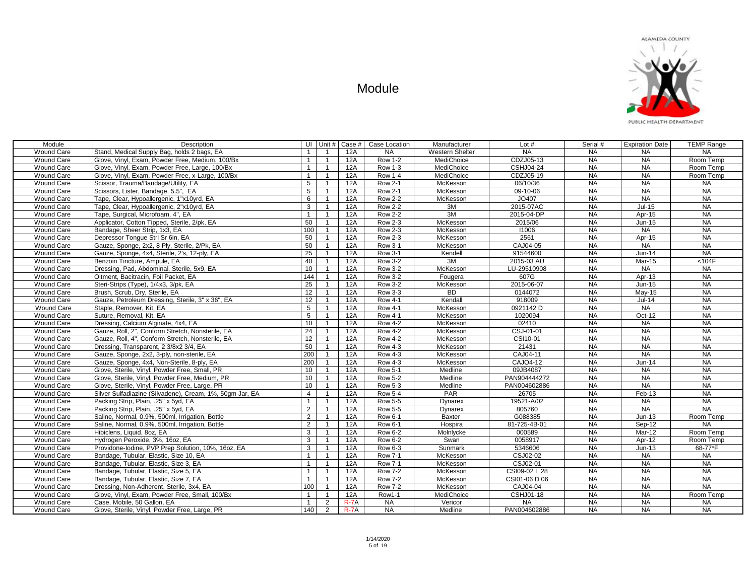# Module

ALAMEDA COUNTY PUBLIC HEALTH DEPARTMENT

| Module | Description | UI | Unit # | Case # | Case Location | Manufacturer | Lot # | Serial # | Expiration Date | TEMP Range |
|---|---|---|---|---|---|---|---|---|---|---|
| Wound Care | Stand, Medical Supply Bag, holds 2 bags, EA | 1 | 1 | 12A | NA | Western Shelter | NA | NA | NA | NA |
| Wound Care | Glove, Vinyl, Exam, Powder Free, Medium, 100/Bx | 1 | 1 | 12A | Row 1-2 | MediChoice | CDZJ05-13 | NA | NA | Room Temp |
| Wound Care | Glove, Vinyl, Exam, Powder Free, Large, 100/Bx | 1 | 1 | 12A | Row 1-3 | MediChoice | CSHJ04-24 | NA | NA | Room Temp |
| Wound Care | Glove, Vinyl, Exam, Powder Free, x-Large, 100/Bx | 1 | 1 | 12A | Row 1-4 | MediChoice | CDZJ05-19 | NA | NA | Room Temp |
| Wound Care | Scissor, Trauma/Bandage/Utility, EA | 5 | 1 | 12A | Row 2-1 | McKesson | 06/10/36 | NA | NA | NA |
| Wound Care | Scissors, Lister, Bandage, 5.5", EA | 5 | 1 | 12A | Row 2-1 | McKesson | 09-10-06 | NA | NA | NA |
| Wound Care | Tape, Clear, Hypoallergenic, 1"x10yrd, EA | 6 | 1 | 12A | Row 2-2 | McKesson | JO407 | NA | NA | NA |
| Wound Care | Tape, Clear, Hypoallergenic, 2"x10yrd, EA | 3 | 1 | 12A | Row 2-2 | 3M | 2015-07AC | NA | Jul-15 | NA |
| Wound Care | Tape, Surgical, Microfoam, 4", EA | 1 | 1 | 12A | Row 2-2 | 3M | 2015-04-DP | NA | Apr-15 | NA |
| Wound Care | Applicator, Cotton Tipped, Sterile, 2/pk, EA | 50 | 1 | 12A | Row 2-3 | McKesson | 2015/06 | NA | Jun-15 | NA |
| Wound Care | Bandage, Sheer Strip, 1x3, EA | 100 | 1 | 12A | Row 2-3 | McKesson | I1006 | NA | NA | NA |
| Wound Care | Depressor Tongue Strl Sr 6in, EA | 50 | 1 | 12A | Row 2-3 | McKesson | 2561 | NA | Apr-15 | NA |
| Wound Care | Gauze, Sponge, 2x2, 8 Ply, Sterile, 2/Pk, EA | 50 | 1 | 12A | Row 3-1 | McKesson | CAJ04-05 | NA | NA | NA |
| Wound Care | Gauze, Sponge, 4x4, Sterile, 2's, 12-ply, EA | 25 | 1 | 12A | Row 3-1 | Kendell | 91544600 | NA | Jun-14 | NA |
| Wound Care | Benzoin Tincture, Ampule, EA | 40 | 1 | 12A | Row 3-2 | 3M | 2015-03 AU | NA | Mar-15 | <104F |
| Wound Care | Dressing, Pad, Abdominal, Sterile, 5x9, EA | 10 | 1 | 12A | Row 3-2 | McKesson | LU-29510908 | NA | NA | NA |
| Wound Care | Oitment, Bacitracin, Foil Packet, EA | 144 | 1 | 12A | Row 3-2 | Fougera | 607G | NA | Apr-13 | NA |
| Wound Care | Steri-Strips (Type), 1/4x3, 3/pk, EA | 25 | 1 | 12A | Row 3-2 | McKesson | 2015-06-07 | NA | Jun-15 | NA |
| Wound Care | Brush, Scrub, Dry, Sterile, EA | 12 | 1 | 12A | Row 3-3 | BD | 0144072 | NA | May-15 | NA |
| Wound Care | Gauze, Petroleum Dressing, Sterile, 3" x 36", EA | 12 | 1 | 12A | Row 4-1 | Kendall | 918009 | NA | Jul-14 | NA |
| Wound Care | Staple, Remover, Kit, EA | 5 | 1 | 12A | Row 4-1 | McKesson | 0921142 D | NA | NA | NA |
| Wound Care | Suture, Removal, Kit, EA | 5 | 1 | 12A | Row 4-1 | McKesson | 1020094 | NA | Oct-12 | NA |
| Wound Care | Dressing, Calcium Alginate, 4x4, EA | 10 | 1 | 12A | Row 4-2 | McKesson | 02410 | NA | NA | NA |
| Wound Care | Gauze, Roll, 2", Conform Stretch, Nonsterile, EA | 24 | 1 | 12A | Row 4-2 | McKesson | CSJ-01-01 | NA | NA | NA |
| Wound Care | Gauze, Roll, 4", Conform Stretch, Nonsterile, EA | 12 | 1 | 12A | Row 4-2 | McKesson | CSI10-01 | NA | NA | NA |
| Wound Care | Dressing, Transparent, 2 3/8x2 3/4, EA | 50 | 1 | 12A | Row 4-3 | McKesson | 21431 | NA | NA | NA |
| Wound Care | Gauze, Sponge, 2x2, 3-ply, non-sterile, EA | 200 | 1 | 12A | Row 4-3 | McKesson | CAJ04-11 | NA | NA | NA |
| Wound Care | Gauze, Sponge, 4x4, Non-Sterile, 8-ply, EA | 200 | 1 | 12A | Row 4-3 | McKesson | CAJO4-12 | NA | Jun-14 | NA |
| Wound Care | Glove, Sterile, Vinyl, Powder Free, Small, PR | 10 | 1 | 12A | Row 5-1 | Medline | 09JB4087 | NA | NA | NA |
| Wound Care | Glove, Sterile, Vinyl, Powder Free, Medium, PR | 10 | 1 | 12A | Row 5-2 | Medline | PAN904444272 | NA | NA | NA |
| Wound Care | Glove, Sterile, Vinyl, Powder Free, Large, PR | 10 | 1 | 12A | Row 5-3 | Medline | PAN004602886 | NA | NA | NA |
| Wound Care | Silver Sulfadiazine (Silvadene), Cream, 1%, 50gm Jar, EA | 4 | 1 | 12A | Row 5-4 | PAR | 26705 | NA | Feb-13 | NA |
| Wound Care | Packing Strip, Plain, .25" x 5yd, EA | 1 | 1 | 12A | Row 5-5 | Dynarex | 19521-A/02 | NA | NA | NA |
| Wound Care | Packing Strip, Plain, .25" x 5yd, EA | 2 | 1 | 12A | Row 5-5 | Dynarex | 805760 | NA | NA | NA |
| Wound Care | Saline, Normal, 0.9%, 500ml, Irrigation, Bottle | 2 | 1 | 12A | Row 6-1 | Baxter | G088385 | NA | Jun-13 | Room Temp |
| Wound Care | Saline, Normal, 0.9%, 500ml, Irrigation, Bottle | 2 | 1 | 12A | Row 6-1 | Hospira | 81-725-4B-01 | NA | Sep-12 | NA |
| Wound Care | Hibiclens, Liquid, 8oz, EA | 3 | 1 | 12A | Row 6-2 | Molnlycke | 000589 | NA | Mar-12 | Room Temp |
| Wound Care | Hydrogen Peroxide, 3%, 16oz, EA | 3 | 1 | 12A | Row 6-2 | Swan | 0058917 | NA | Apr-12 | Room Temp |
| Wound Care | Providone-Iodine, PVP Prep Solution, 10%, 16oz, EA | 3 | 1 | 12A | Row 6-3 | Sunmark | 5346606 | NA | Jun-13 | 68-77*F |
| Wound Care | Bandage, Tubular, Elastic, Size 10, EA | 1 | 1 | 12A | Row 7-1 | McKesson | CSJ02-02 | NA | NA | NA |
| Wound Care | Bandage, Tubular, Elastic, Size 3, EA | 1 | 1 | 12A | Row 7-1 | McKesson | CSJ02-01 | NA | NA | NA |
| Wound Care | Bandage, Tubular, Elastic, Size 5, EA | 1 | 1 | 12A | Row 7-2 | McKesson | CSI09-02 L 28 | NA | NA | NA |
| Wound Care | Bandage, Tubular, Elastic, Size 7, EA | 1 | 1 | 12A | Row 7-2 | McKesson | CSI01-06 D 06 | NA | NA | NA |
| Wound Care | Dressing, Non-Adherent, Sterile, 3x4, EA | 100 | 1 | 12A | Row 7-2 | McKesson | CAJ04-04 | NA | NA | NA |
| Wound Care | Glove, Vinyl, Exam, Powder Free, Small, 100/Bx | 1 | 1 | 12A | Row1-1 | MediChoice | CSHJ01-18 | NA | NA | Room Temp |
| Wound Care | Case, Mobile, 50 Gallon, EA | 1 | 2 | R-7A | NA | Vericor | NA | NA | NA | NA |
| Wound Care | Glove, Sterile, Vinyl, Powder Free, Large, PR | 140 | 2 | R-7A | NA | Medline | PAN004602886 | NA | NA | NA |

1/14/2020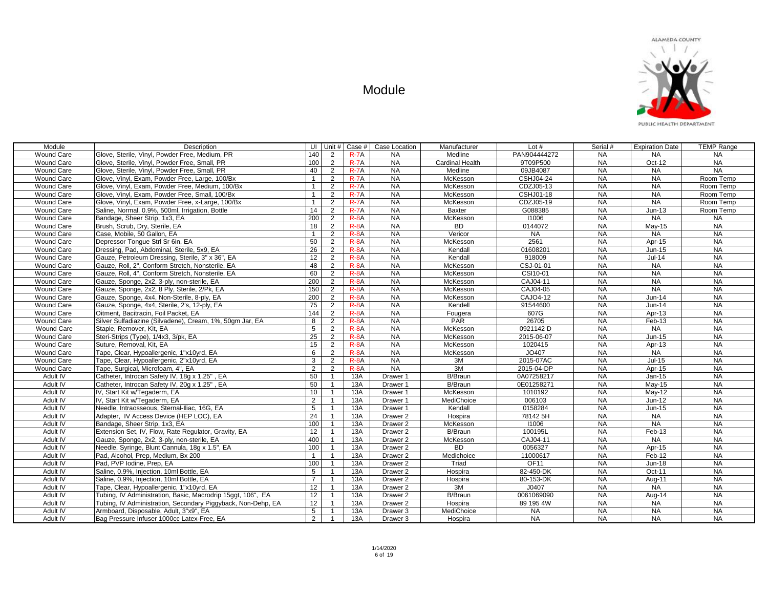ALAMEDA COUNTY PUBLIC HEALTH DEPARTMENT

# Module

| Module | Description | UI | Unit # | Case # | Case Location | Manufacturer | Lot # | Serial # | Expiration Date | TEMP Range |
|---|---|---|---|---|---|---|---|---|---|---|
| Wound Care | Glove, Sterile, Vinyl, Powder Free, Medium, PR | 140 | 2 | R-7A | NA | Medline | PAN904444272 | NA | NA | NA |
| Wound Care | Glove, Sterile, Vinyl, Powder Free, Small, PR | 100 | 2 | R-7A | NA | Cardinal Health | 9T09P500 | NA | Oct-12 | NA |
| Wound Care | Glove, Sterile, Vinyl, Powder Free, Small, PR | 40 | 2 | R-7A | NA | Medline | 09JB4087 | NA | NA | NA |
| Wound Care | Glove, Vinyl, Exam, Powder Free, Large, 100/Bx | 1 | 2 | R-7A | NA | McKesson | CSHJ04-24 | NA | NA | Room Temp |
| Wound Care | Glove, Vinyl, Exam, Powder Free, Medium, 100/Bx | 1 | 2 | R-7A | NA | McKesson | CDZJ05-13 | NA | NA | Room Temp |
| Wound Care | Glove, Vinyl, Exam, Powder Free, Small, 100/Bx | 1 | 2 | R-7A | NA | McKesson | CSHJ01-18 | NA | NA | Room Temp |
| Wound Care | Glove, Vinyl, Exam, Powder Free, x-Large, 100/Bx | 1 | 2 | R-7A | NA | McKesson | CDZJ05-19 | NA | NA | Room Temp |
| Wound Care | Saline, Normal, 0.9%, 500ml, Irrigation, Bottle | 14 | 2 | R-7A | NA | Baxter | G088385 | NA | Jun-13 | Room Temp |
| Wound Care | Bandage, Sheer Strip, 1x3, EA | 200 | 2 | R-8A | NA | McKesson | I1006 | NA | NA | NA |
| Wound Care | Brush, Scrub, Dry, Sterile, EA | 18 | 2 | R-8A | NA | BD | 0144072 | NA | May-15 | NA |
| Wound Care | Case, Mobile, 50 Gallon, EA | 1 | 2 | R-8A | NA | Vericor | NA | NA | NA | NA |
| Wound Care | Depressor Tongue Strl Sr 6in, EA | 50 | 2 | R-8A | NA | McKesson | 2561 | NA | Apr-15 | NA |
| Wound Care | Dressing, Pad, Abdominal, Sterile, 5x9, EA | 26 | 2 | R-8A | NA | Kendall | 01608201 | NA | Jun-15 | NA |
| Wound Care | Gauze, Petroleum Dressing, Sterile, 3" x 36", EA | 12 | 2 | R-8A | NA | Kendall | 918009 | NA | Jul-14 | NA |
| Wound Care | Gauze, Roll, 2", Conform Stretch, Nonsterile, EA | 48 | 2 | R-8A | NA | McKesson | CSJ-01-01 | NA | NA | NA |
| Wound Care | Gauze, Roll, 4", Conform Stretch, Nonsterile, EA | 60 | 2 | R-8A | NA | McKesson | CSI10-01 | NA | NA | NA |
| Wound Care | Gauze, Sponge, 2x2, 3-ply, non-sterile, EA | 200 | 2 | R-8A | NA | McKesson | CAJ04-11 | NA | NA | NA |
| Wound Care | Gauze, Sponge, 2x2, 8 Ply, Sterile, 2/Pk, EA | 150 | 2 | R-8A | NA | McKesson | CAJ04-05 | NA | NA | NA |
| Wound Care | Gauze, Sponge, 4x4, Non-Sterile, 8-ply, EA | 200 | 2 | R-8A | NA | McKesson | CAJO4-12 | NA | Jun-14 | NA |
| Wound Care | Gauze, Sponge, 4x4, Sterile, 2's, 12-ply, EA | 75 | 2 | R-8A | NA | Kendell | 91544600 | NA | Jun-14 | NA |
| Wound Care | Oitment, Bacitracin, Foil Packet, EA | 144 | 2 | R-8A | NA | Fougera | 607G | NA | Apr-13 | NA |
| Wound Care | Silver Sulfadiazine (Silvadene), Cream, 1%, 50gm Jar, EA | 8 | 2 | R-8A | NA | PAR | 26705 | NA | Feb-13 | NA |
| Wound Care | Staple, Remover, Kit, EA | 5 | 2 | R-8A | NA | McKesson | 0921142 D | NA | NA | NA |
| Wound Care | Steri-Strips (Type), 1/4x3, 3/pk, EA | 25 | 2 | R-8A | NA | McKesson | 2015-06-07 | NA | Jun-15 | NA |
| Wound Care | Suture, Removal, Kit, EA | 15 | 2 | R-8A | NA | McKesson | 1020415 | NA | Apr-13 | NA |
| Wound Care | Tape, Clear, Hypoallergenic, 1"x10yrd, EA | 6 | 2 | R-8A | NA | McKesson | JO407 | NA | NA | NA |
| Wound Care | Tape, Clear, Hypoallergenic, 2"x10yrd, EA | 3 | 2 | R-8A | NA | 3M | 2015-07AC | NA | Jul-15 | NA |
| Wound Care | Tape, Surgical, Microfoam, 4", EA | 2 | 2 | R-8A | NA | 3M | 2015-04-DP | NA | Apr-15 | NA |
| Adult IV | Catheter, Introcan Safety IV, 18g x 1.25" , EA | 50 | 1 | 13A | Drawer 1 | B/Braun | 0A07258217 | NA | Jan-15 | NA |
| Adult IV | Catheter, Introcan Safety IV, 20g x 1.25" , EA | 50 | 1 | 13A | Drawer 1 | B/Braun | 0E01258271 | NA | May-15 | NA |
| Adult IV | IV, Start Kit w/Tegaderm, EA | 10 | 1 | 13A | Drawer 1 | McKesson | 1010192 | NA | May-12 | NA |
| Adult IV | IV, Start Kit w/Tegaderm, EA | 2 | 1 | 13A | Drawer 1 | MediChoice | 006103 | NA | Jun-12 | NA |
| Adult IV | Needle, Intraosseous, Sternal-Iliac, 16G, EA | 5 | 1 | 13A | Drawer 1 | Kendall | 0158284 | NA | Jun-15 | NA |
| Adult IV | Adapter, IV Access Device (HEP LOC), EA | 24 | 1 | 13A | Drawer 2 | Hospira | 78142 5H | NA | NA | NA |
| Adult IV | Bandage, Sheer Strip, 1x3, EA | 100 | 1 | 13A | Drawer 2 | McKesson | I1006 | NA | NA | NA |
| Adult IV | Extension Set, IV, Flow, Rate Regulator, Gravity, EA | 12 | 1 | 13A | Drawer 2 | B/Braun | 100195L | NA | Feb-13 | NA |
| Adult IV | Gauze, Sponge, 2x2, 3-ply, non-sterile, EA | 400 | 1 | 13A | Drawer 2 | McKesson | CAJ04-11 | NA | NA | NA |
| Adult IV | Needle, Syringe, Blunt Cannula, 18g x 1.5", EA | 100 | 1 | 13A | Drawer 2 | BD | 0056327 | NA | Apr-15 | NA |
| Adult IV | Pad, Alcohol, Prep, Medium, Bx 200 | 1 | 1 | 13A | Drawer 2 | Medichoice | 11000617 | NA | Feb-12 | NA |
| Adult IV | Pad, PVP Iodine, Prep, EA | 100 | 1 | 13A | Drawer 2 | Triad | OF11 | NA | Jun-18 | NA |
| Adult IV | Saline, 0.9%, Injection, 10ml Bottle, EA | 5 | 1 | 13A | Drawer 2 | Hospira | 82-450-DK | NA | Oct-11 | NA |
| Adult IV | Saline, 0.9%, Injection, 10ml Bottle, EA | 7 | 1 | 13A | Drawer 2 | Hospira | 80-153-DK | NA | Aug-11 | NA |
| Adult IV | Tape, Clear, Hypoallergenic, 1"x10yrd, EA | 12 | 1 | 13A | Drawer 2 | 3M | J0407 | NA | NA | NA |
| Adult IV | Tubing, IV Administration, Basic, Macrodrip 15ggt, 106", EA | 12 | 1 | 13A | Drawer 2 | B/Braun | 0061069090 | NA | Aug-14 | NA |
| Adult IV | Tubing, IV Administration, Secondary Piggyback, Non-Dehp, EA | 12 | 1 | 13A | Drawer 2 | Hospira | 89 195 4W | NA | NA | NA |
| Adult IV | Armboard, Disposable, Adult, 3"x9", EA | 5 | 1 | 13A | Drawer 3 | MediChoice | NA | NA | NA | NA |
| Adult IV | Bag Pressure Infuser 1000cc Latex-Free, EA | 2 | 1 | 13A | Drawer 3 | Hospira | NA | NA | NA | NA |

1/14/2020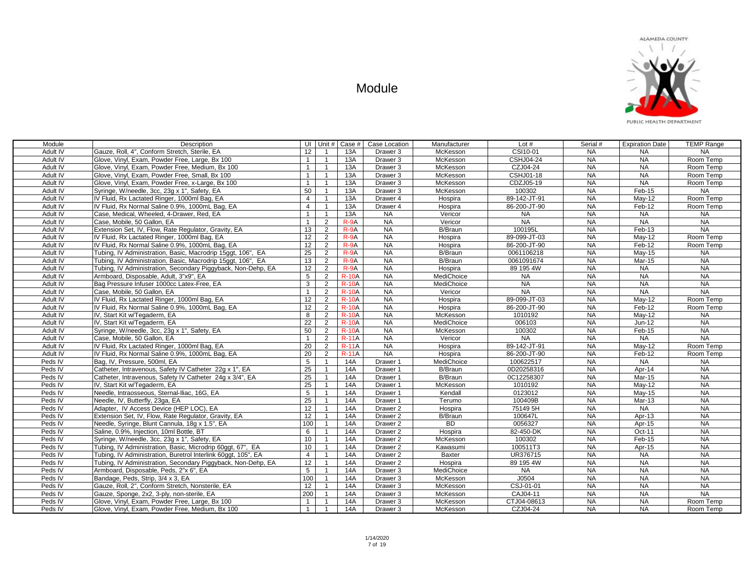# Module

| Module | Description | UI | Unit # | Case # | Case Location | Manufacturer | Lot # | Serial # | Expiration Date | TEMP Range |
|---|---|---|---|---|---|---|---|---|---|---|
| Adult IV | Gauze, Roll, 4", Conform Stretch, Sterile, EA | 12 | 1 | 13A | Drawer 3 | McKesson | CSI10-01 | NA | NA | NA |
| Adult IV | Glove, Vinyl, Exam, Powder Free, Large, Bx 100 | 1 | 1 | 13A | Drawer 3 | McKesson | CSHJ04-24 | NA | NA | Room Temp |
| Adult IV | Glove, Vinyl, Exam, Powder Free, Medium, Bx 100 | 1 | 1 | 13A | Drawer 3 | McKesson | CZJ04-24 | NA | NA | Room Temp |
| Adult IV | Glove, Vinyl, Exam, Powder Free, Small, Bx 100 | 1 | 1 | 13A | Drawer 3 | McKesson | CSHJ01-18 | NA | NA | Room Temp |
| Adult IV | Glove, Vinyl, Exam, Powder Free, x-Large, Bx 100 | 1 | 1 | 13A | Drawer 3 | McKesson | CDZJ05-19 | NA | NA | Room Temp |
| Adult IV | Syringe, W/needle, 3cc, 23g x 1", Safety, EA | 50 | 1 | 13A | Drawer 3 | McKesson | 100302 | NA | Feb-15 | NA |
| Adult IV | IV Fluid, Rx Lactated Ringer, 1000ml Bag, EA | 4 | 1 | 13A | Drawer 4 | Hospira | 89-142-JT-91 | NA | May-12 | Room Temp |
| Adult IV | IV Fluid, Rx Normal Saline 0.9%, 1000mL Bag, EA | 4 | 1 | 13A | Drawer 4 | Hospira | 86-200-JT-90 | NA | Feb-12 | Room Temp |
| Adult IV | Case, Medical, Wheeled, 4-Drawer, Red, EA | 1 | 1 | 13A | NA | Vericor | NA | NA | NA | NA |
| Adult IV | Case, Mobile, 50 Gallon, EA | 1 | 2 | R-9A | NA | Vericor | NA | NA | NA | NA |
| Adult IV | Extension Set, IV, Flow, Rate Regulator, Gravity, EA | 13 | 2 | R-9A | NA | B/Braun | 100195L | NA | Feb-13 | NA |
| Adult IV | IV Fluid, Rx Lactated Ringer, 1000ml Bag, EA | 12 | 2 | R-9A | NA | Hospira | 89-099-JT-03 | NA | May-12 | Room Temp |
| Adult IV | IV Fluid, Rx Normal Saline 0.9%, 1000mL Bag, EA | 12 | 2 | R-9A | NA | Hospira | 86-200-JT-90 | NA | Feb-12 | Room Temp |
| Adult IV | Tubing, IV Administration, Basic, Macrodrip 15ggt, 106", EA | 25 | 2 | R-9A | NA | B/Braun | 0061106218 | NA | May-15 | NA |
| Adult IV | Tubing, IV Administration, Basic, Macrodrip 15ggt, 106", EA | 13 | 2 | R-9A | NA | B/Braun | 0061091674 | NA | Mar-15 | NA |
| Adult IV | Tubing, IV Administration, Secondary Piggyback, Non-Dehp, EA | 12 | 2 | R-9A | NA | Hospira | 89 195 4W | NA | NA | NA |
| Adult IV | Armboard, Disposable, Adult, 3"x9", EA | 5 | 2 | R-10A | NA | MediChoice | NA | NA | NA | NA |
| Adult IV | Bag Pressure Infuser 1000cc Latex-Free, EA | 3 | 2 | R-10A | NA | MediChoice | NA | NA | NA | NA |
| Adult IV | Case, Mobile, 50 Gallon, EA | 1 | 2 | R-10A | NA | Vericor | NA | NA | NA | NA |
| Adult IV | IV Fluid, Rx Lactated Ringer, 1000ml Bag, EA | 12 | 2 | R-10A | NA | Hospira | 89-099-JT-03 | NA | May-12 | Room Temp |
| Adult IV | IV Fluid, Rx Normal Saline 0.9%, 1000mL Bag, EA | 12 | 2 | R-10A | NA | Hospira | 86-200-JT-90 | NA | Feb-12 | Room Temp |
| Adult IV | IV, Start Kit w/Tegaderm, EA | 8 | 2 | R-10A | NA | McKesson | 1010192 | NA | May-12 | NA |
| Adult IV | IV, Start Kit w/Tegaderm, EA | 22 | 2 | R-10A | NA | MediChoice | 006103 | NA | Jun-12 | NA |
| Adult IV | Syringe, W/needle, 3cc, 23g x 1", Safety, EA | 50 | 2 | R-10A | NA | McKesson | 100302 | NA | Feb-15 | NA |
| Adult IV | Case, Mobile, 50 Gallon, EA | 1 | 2 | R-11A | NA | Vericor | NA | NA | NA | NA |
| Adult IV | IV Fluid, Rx Lactated Ringer, 1000ml Bag, EA | 20 | 2 | R-11A | NA | Hospira | 89-142-JT-91 | NA | May-12 | Room Temp |
| Adult IV | IV Fluid, Rx Normal Saline 0.9%, 1000mL Bag, EA | 20 | 2 | R-11A | NA | Hospira | 86-200-JT-90 | NA | Feb-12 | Room Temp |
| Peds IV | Bag, IV, Pressure, 500ml, EA | 5 | 1 | 14A | Drawer 1 | MediChoice | 100622517 | NA | NA | NA |
| Peds IV | Catheter, Intravenous, Safety IV Catheter 22g x 1", EA | 25 | 1 | 14A | Drawer 1 | B/Braun | 0D20258316 | NA | Apr-14 | NA |
| Peds IV | Catheter, Intravenous, Safety IV Catheter 24g x 3/4", EA | 25 | 1 | 14A | Drawer 1 | B/Braun | 0C12258307 | NA | Mar-15 | NA |
| Peds IV | IV, Start Kit w/Tegaderm, EA | 25 | 1 | 14A | Drawer 1 | McKesson | 1010192 | NA | May-12 | NA |
| Peds IV | Needle, Intraosseous, Sternal-Iliac, 16G, EA | 5 | 1 | 14A | Drawer 1 | Kendall | 0123012 | NA | May-15 | NA |
| Peds IV | Needle, IV, Butterfly, 23ga, EA | 25 | 1 | 14A | Drawer 1 | Terumo | 100409B | NA | Mar-13 | NA |
| Peds IV | Adapter, IV Access Device (HEP LOC), EA | 12 | 1 | 14A | Drawer 2 | Hospira | 75149 5H | NA | NA | NA |
| Peds IV | Extension Set, IV, Flow, Rate Regulator, Gravity, EA | 12 | 1 | 14A | Drawer 2 | B/Braun | 100647L | NA | Apr-13 | NA |
| Peds IV | Needle, Syringe, Blunt Cannula, 18g x 1.5", EA | 100 | 1 | 14A | Drawer 2 | BD | 0056327 | NA | Apr-15 | NA |
| Peds IV | Saline, 0.9%, Injection, 10ml Bottle, BT | 6 | 1 | 14A | Drawer 2 | Hospira | 82-450-DK | NA | Oct-11 | NA |
| Peds IV | Syringe, W/needle, 3cc, 23g x 1", Safety, EA | 10 | 1 | 14A | Drawer 2 | McKesson | 100302 | NA | Feb-15 | NA |
| Peds IV | Tubing, IV Administration, Basic, Microdrip 60ggt, 67", EA | 10 | 1 | 14A | Drawer 2 | Kawasumi | 100511T3 | NA | Apr-15 | NA |
| Peds IV | Tubing, IV Administration, Buretrol Interlink 60ggt, 105", EA | 4 | 1 | 14A | Drawer 2 | Baxter | UR376715 | NA | NA | NA |
| Peds IV | Tubing, IV Administration, Secondary Piggyback, Non-Dehp, EA | 12 | 1 | 14A | Drawer 2 | Hospira | 89 195 4W | NA | NA | NA |
| Peds IV | Armboard, Disposable, Peds, 2"x 6", EA | 5 | 1 | 14A | Drawer 3 | MediChoice | NA | NA | NA | NA |
| Peds IV | Bandage, Peds, Strip, 3/4 x 3, EA | 100 | 1 | 14A | Drawer 3 | McKesson | J0504 | NA | NA | NA |
| Peds IV | Gauze, Roll, 2", Conform Stretch, Nonsterile, EA | 12 | 1 | 14A | Drawer 3 | McKesson | CSJ-01-01 | NA | NA | NA |
| Peds IV | Gauze, Sponge, 2x2, 3-ply, non-sterile, EA | 200 | 1 | 14A | Drawer 3 | McKesson | CAJ04-11 | NA | NA | NA |
| Peds IV | Glove, Vinyl, Exam, Powder Free, Large, Bx 100 | 1 | 1 | 14A | Drawer 3 | McKesson | CTJ04-08613 | NA | NA | Room Temp |
| Peds IV | Glove, Vinyl, Exam, Powder Free, Medium, Bx 100 | 1 | 1 | 14A | Drawer 3 | McKesson | CZJ04-24 | NA | NA | Room Temp |

1/14/2020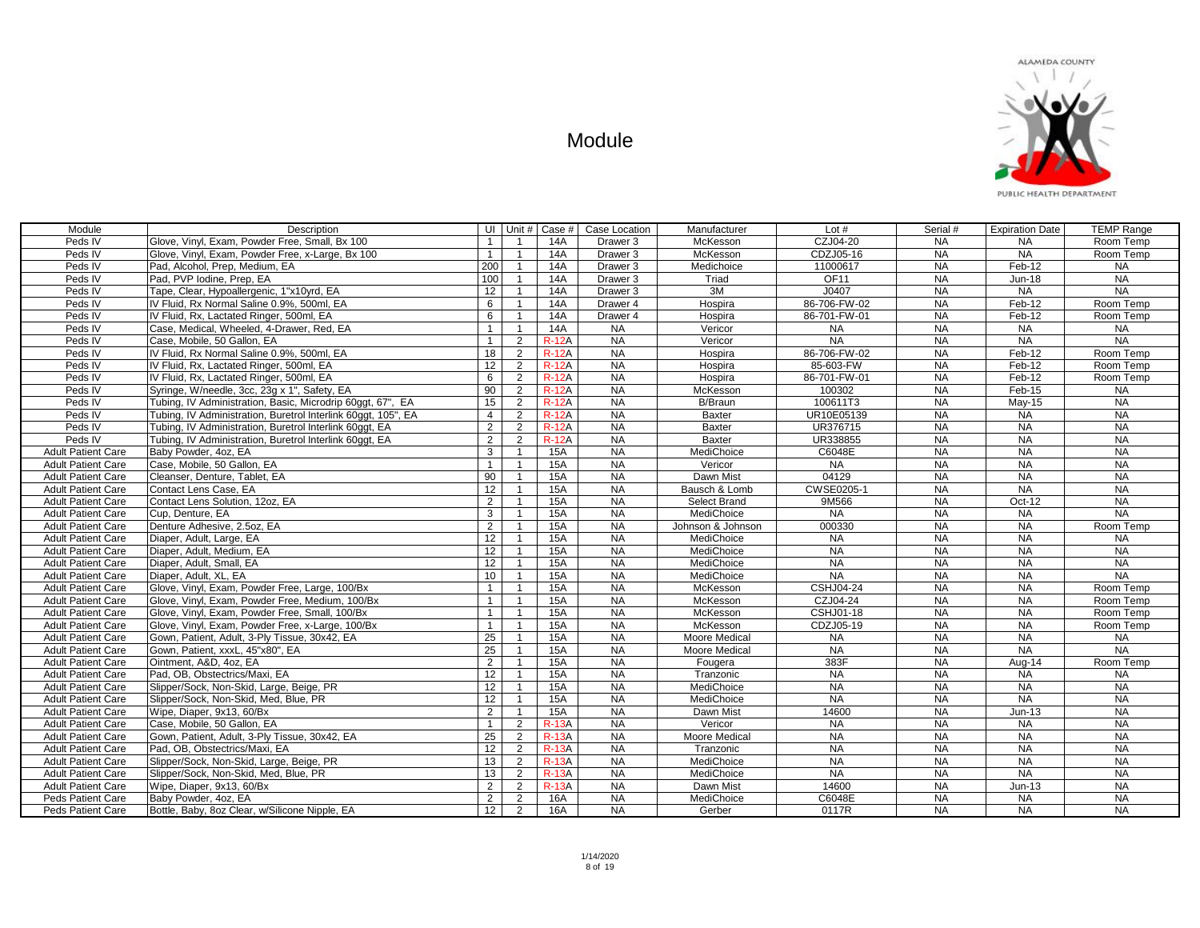# Module

| Module | Description | UI | Unit # | Case # | Case Location | Manufacturer | Lot # | Serial # | Expiration Date | TEMP Range |
|---|---|---|---|---|---|---|---|---|---|---|
| Peds IV | Glove, Vinyl, Exam, Powder Free, Small, Bx 100 | 1 | 1 | 14A | Drawer 3 | McKesson | CZJ04-20 | NA | NA | Room Temp |
| Peds IV | Glove, Vinyl, Exam, Powder Free, x-Large, Bx 100 | 1 | 1 | 14A | Drawer 3 | McKesson | CDZJ05-16 | NA | NA | Room Temp |
| Peds IV | Pad, Alcohol, Prep, Medium, EA | 200 | 1 | 14A | Drawer 3 | Medichoice | 11000617 | NA | Feb-12 | NA |
| Peds IV | Pad, PVP Iodine, Prep, EA | 100 | 1 | 14A | Drawer 3 | Triad | OF11 | NA | Jun-18 | NA |
| Peds IV | Tape, Clear, Hypoallergenic, 1"x10yrd, EA | 12 | 1 | 14A | Drawer 3 | 3M | J0407 | NA | NA | NA |
| Peds IV | IV Fluid, Rx Normal Saline 0.9%, 500ml, EA | 6 | 1 | 14A | Drawer 4 | Hospira | 86-706-FW-02 | NA | Feb-12 | Room Temp |
| Peds IV | IV Fluid, Rx, Lactated Ringer, 500ml, EA | 6 | 1 | 14A | Drawer 4 | Hospira | 86-701-FW-01 | NA | Feb-12 | Room Temp |
| Peds IV | Case, Medical, Wheeled, 4-Drawer, Red, EA | 1 | 1 | 14A | NA | Vericor | NA | NA | NA | NA |
| Peds IV | Case, Mobile, 50 Gallon, EA | 1 | 2 | R-12A | NA | Vericor | NA | NA | NA | NA |
| Peds IV | IV Fluid, Rx Normal Saline 0.9%, 500ml, EA | 18 | 2 | R-12A | NA | Hospira | 86-706-FW-02 | NA | Feb-12 | Room Temp |
| Peds IV | IV Fluid, Rx, Lactated Ringer, 500ml, EA | 12 | 2 | R-12A | NA | Hospira | 85-603-FW | NA | Feb-12 | Room Temp |
| Peds IV | IV Fluid, Rx, Lactated Ringer, 500ml, EA | 6 | 2 | R-12A | NA | Hospira | 86-701-FW-01 | NA | Feb-12 | Room Temp |
| Peds IV | Syringe, W/needle, 3cc, 23g x 1", Safety, EA | 90 | 2 | R-12A | NA | McKesson | 100302 | NA | Feb-15 | NA |
| Peds IV | Tubing, IV Administration, Basic, Microdrip 60ggt, 67", EA | 15 | 2 | R-12A | NA | B/Braun | 100611T3 | NA | May-15 | NA |
| Peds IV | Tubing, IV Administration, Buretrol Interlink 60ggt, 105", EA | 4 | 2 | R-12A | NA | Baxter | UR10E05139 | NA | NA | NA |
| Peds IV | Tubing, IV Administration, Buretrol Interlink 60ggt, EA | 2 | 2 | R-12A | NA | Baxter | UR376715 | NA | NA | NA |
| Peds IV | Tubing, IV Administration, Buretrol Interlink 60ggt, EA | 2 | 2 | R-12A | NA | Baxter | UR338855 | NA | NA | NA |
| Adult Patient Care | Baby Powder, 4oz, EA | 3 | 1 | 15A | NA | MediChoice | C6048E | NA | NA | NA |
| Adult Patient Care | Case, Mobile, 50 Gallon, EA | 1 | 1 | 15A | NA | Vericor | NA | NA | NA | NA |
| Adult Patient Care | Cleanser, Denture, Tablet, EA | 90 | 1 | 15A | NA | Dawn Mist | 04129 | NA | NA | NA |
| Adult Patient Care | Contact Lens Case, EA | 12 | 1 | 15A | NA | Bausch & Lomb | CWSE0205-1 | NA | NA | NA |
| Adult Patient Care | Contact Lens Solution, 12oz, EA | 2 | 1 | 15A | NA | Select Brand | 9M566 | NA | Oct-12 | NA |
| Adult Patient Care | Cup, Denture, EA | 3 | 1 | 15A | NA | MediChoice | NA | NA | NA | NA |
| Adult Patient Care | Denture Adhesive, 2.5oz, EA | 2 | 1 | 15A | NA | Johnson & Johnson | 000330 | NA | NA | Room Temp |
| Adult Patient Care | Diaper, Adult, Large, EA | 12 | 1 | 15A | NA | MediChoice | NA | NA | NA | NA |
| Adult Patient Care | Diaper, Adult, Medium, EA | 12 | 1 | 15A | NA | MediChoice | NA | NA | NA | NA |
| Adult Patient Care | Diaper, Adult, Small, EA | 12 | 1 | 15A | NA | MediChoice | NA | NA | NA | NA |
| Adult Patient Care | Diaper, Adult, XL, EA | 10 | 1 | 15A | NA | MediChoice | NA | NA | NA | NA |
| Adult Patient Care | Glove, Vinyl, Exam, Powder Free, Large, 100/Bx | 1 | 1 | 15A | NA | McKesson | CSHJ04-24 | NA | NA | Room Temp |
| Adult Patient Care | Glove, Vinyl, Exam, Powder Free, Medium, 100/Bx | 1 | 1 | 15A | NA | McKesson | CZJ04-24 | NA | NA | Room Temp |
| Adult Patient Care | Glove, Vinyl, Exam, Powder Free, Small, 100/Bx | 1 | 1 | 15A | NA | McKesson | CSHJ01-18 | NA | NA | Room Temp |
| Adult Patient Care | Glove, Vinyl, Exam, Powder Free, x-Large, 100/Bx | 1 | 1 | 15A | NA | McKesson | CDZJ05-19 | NA | NA | Room Temp |
| Adult Patient Care | Gown, Patient, Adult, 3-Ply Tissue, 30x42, EA | 25 | 1 | 15A | NA | Moore Medical | NA | NA | NA | NA |
| Adult Patient Care | Gown, Patient, xxxL, 45"x80", EA | 25 | 1 | 15A | NA | Moore Medical | NA | NA | NA | NA |
| Adult Patient Care | Ointment, A&D, 4oz, EA | 2 | 1 | 15A | NA | Fougera | 383F | NA | Aug-14 | Room Temp |
| Adult Patient Care | Pad, OB, Obstectrics/Maxi, EA | 12 | 1 | 15A | NA | Tranzonic | NA | NA | NA | NA |
| Adult Patient Care | Slipper/Sock, Non-Skid, Large, Beige, PR | 12 | 1 | 15A | NA | MediChoice | NA | NA | NA | NA |
| Adult Patient Care | Slipper/Sock, Non-Skid, Med, Blue, PR | 12 | 1 | 15A | NA | MediChoice | NA | NA | NA | NA |
| Adult Patient Care | Wipe, Diaper, 9x13, 60/Bx | 2 | 1 | 15A | NA | Dawn Mist | 14600 | NA | Jun-13 | NA |
| Adult Patient Care | Case, Mobile, 50 Gallon, EA | 1 | 2 | R-13A | NA | Vericor | NA | NA | NA | NA |
| Adult Patient Care | Gown, Patient, Adult, 3-Ply Tissue, 30x42, EA | 25 | 2 | R-13A | NA | Moore Medical | NA | NA | NA | NA |
| Adult Patient Care | Pad, OB, Obstectrics/Maxi, EA | 12 | 2 | R-13A | NA | Tranzonic | NA | NA | NA | NA |
| Adult Patient Care | Slipper/Sock, Non-Skid, Large, Beige, PR | 13 | 2 | R-13A | NA | MediChoice | NA | NA | NA | NA |
| Adult Patient Care | Slipper/Sock, Non-Skid, Med, Blue, PR | 13 | 2 | R-13A | NA | MediChoice | NA | NA | NA | NA |
| Adult Patient Care | Wipe, Diaper, 9x13, 60/Bx | 2 | 2 | R-13A | NA | Dawn Mist | 14600 | NA | Jun-13 | NA |
| Peds Patient Care | Baby Powder, 4oz, EA | 2 | 2 | 16A | NA | MediChoice | C6048E | NA | NA | NA |
| Peds Patient Care | Bottle, Baby, 8oz Clear, w/Silicone Nipple, EA | 12 | 2 | 16A | NA | Gerber | 0117R | NA | NA | NA |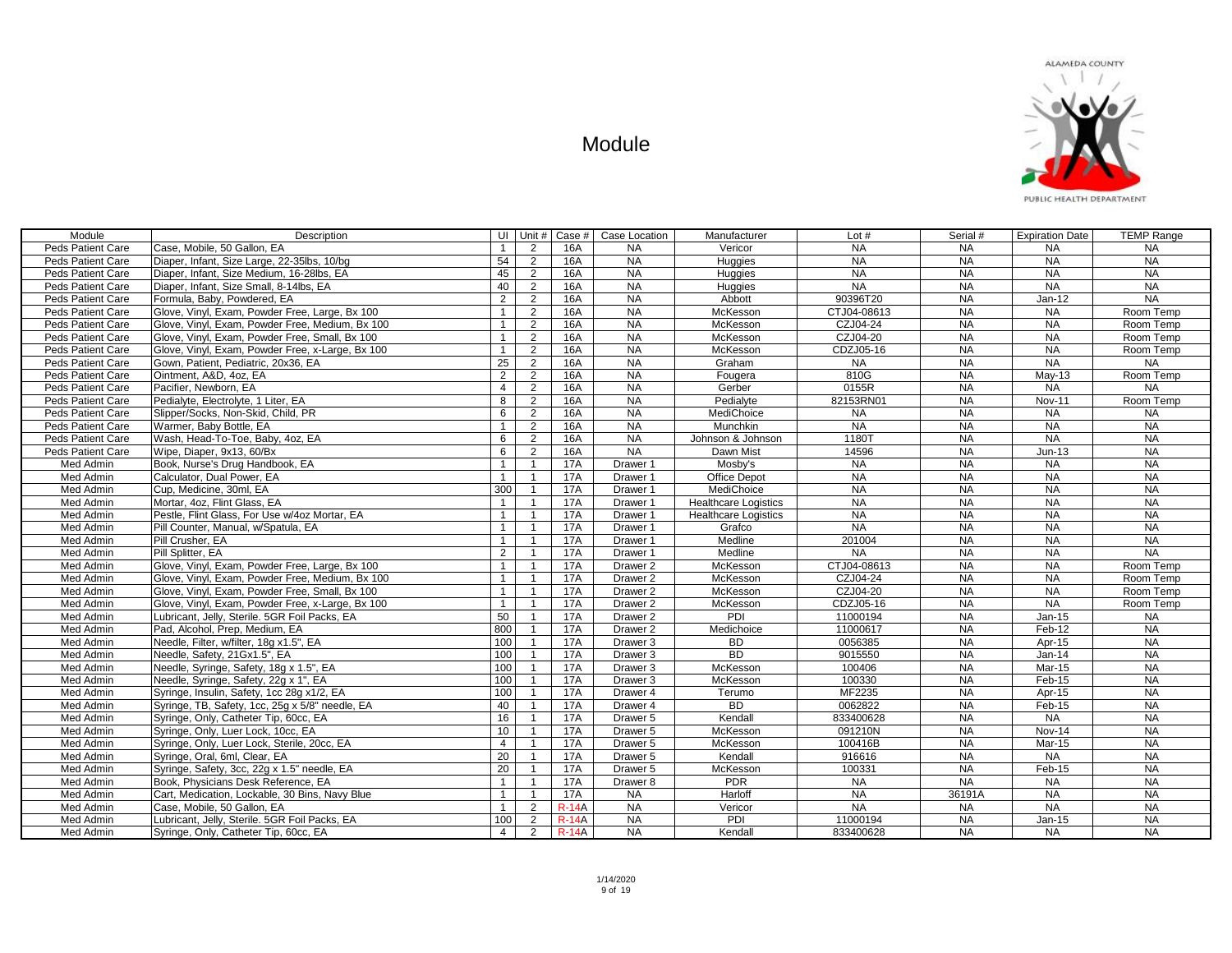# Module

ALAMEDA COUNTY
PUBLIC HEALTH DEPARTMENT

| Module | Description | UI | Unit # | Case # | Case Location | Manufacturer | Lot # | Serial # | Expiration Date | TEMP Range |
|---|---|---|---|---|---|---|---|---|---|---|
| Peds Patient Care | Case, Mobile, 50 Gallon, EA | 1 | 2 | 16A | NA | Vericor | NA | NA | NA | NA |
| Peds Patient Care | Diaper, Infant, Size Large, 22-35lbs, 10/bg | 54 | 2 | 16A | NA | Huggies | NA | NA | NA | NA |
| Peds Patient Care | Diaper, Infant, Size Medium, 16-28lbs, EA | 45 | 2 | 16A | NA | Huggies | NA | NA | NA | NA |
| Peds Patient Care | Diaper, Infant, Size Small, 8-14lbs, EA | 40 | 2 | 16A | NA | Huggies | NA | NA | NA | NA |
| Peds Patient Care | Formula, Baby, Powdered, EA | 2 | 2 | 16A | NA | Abbott | 90396T20 | NA | Jan-12 | NA |
| Peds Patient Care | Glove, Vinyl, Exam, Powder Free, Large, Bx 100 | 1 | 2 | 16A | NA | McKesson | CTJ04-08613 | NA | NA | Room Temp |
| Peds Patient Care | Glove, Vinyl, Exam, Powder Free, Medium, Bx 100 | 1 | 2 | 16A | NA | McKesson | CZJ04-24 | NA | NA | Room Temp |
| Peds Patient Care | Glove, Vinyl, Exam, Powder Free, Small, Bx 100 | 1 | 2 | 16A | NA | McKesson | CZJ04-20 | NA | NA | Room Temp |
| Peds Patient Care | Glove, Vinyl, Exam, Powder Free, x-Large, Bx 100 | 1 | 2 | 16A | NA | McKesson | CDZJ05-16 | NA | NA | Room Temp |
| Peds Patient Care | Gown, Patient, Pediatric, 20x36, EA | 25 | 2 | 16A | NA | Graham | NA | NA | NA | NA |
| Peds Patient Care | Ointment, A&D, 4oz, EA | 2 | 2 | 16A | NA | Fougera | 810G | NA | May-13 | Room Temp |
| Peds Patient Care | Pacifier, Newborn, EA | 4 | 2 | 16A | NA | Gerber | 0155R | NA | NA | NA |
| Peds Patient Care | Pedialyte, Electrolyte, 1 Liter, EA | 8 | 2 | 16A | NA | Pedialyte | 82153RN01 | NA | Nov-11 | Room Temp |
| Peds Patient Care | Slipper/Socks, Non-Skid, Child, PR | 6 | 2 | 16A | NA | MediChoice | NA | NA | NA | NA |
| Peds Patient Care | Warmer, Baby Bottle, EA | 1 | 2 | 16A | NA | Munchkin | NA | NA | NA | NA |
| Peds Patient Care | Wash, Head-To-Toe, Baby, 4oz, EA | 6 | 2 | 16A | NA | Johnson & Johnson | 1180T | NA | NA | NA |
| Peds Patient Care | Wipe, Diaper, 9x13, 60/Bx | 6 | 2 | 16A | NA | Dawn Mist | 14596 | NA | Jun-13 | NA |
| Med Admin | Book, Nurse's Drug Handbook, EA | 1 | 1 | 17A | Drawer 1 | Mosby's | NA | NA | NA | NA |
| Med Admin | Calculator, Dual Power, EA | 1 | 1 | 17A | Drawer 1 | Office Depot | NA | NA | NA | NA |
| Med Admin | Cup, Medicine, 30ml, EA | 300 | 1 | 17A | Drawer 1 | MediChoice | NA | NA | NA | NA |
| Med Admin | Mortar, 4oz, Flint Glass, EA | 1 | 1 | 17A | Drawer 1 | Healthcare Logistics | NA | NA | NA | NA |
| Med Admin | Pestle, Flint Glass, For Use w/4oz Mortar, EA | 1 | 1 | 17A | Drawer 1 | Healthcare Logistics | NA | NA | NA | NA |
| Med Admin | Pill Counter, Manual, w/Spatula, EA | 1 | 1 | 17A | Drawer 1 | Grafco | NA | NA | NA | NA |
| Med Admin | Pill Crusher, EA | 1 | 1 | 17A | Drawer 1 | Medline | 201004 | NA | NA | NA |
| Med Admin | Pill Splitter, EA | 2 | 1 | 17A | Drawer 1 | Medline | NA | NA | NA | NA |
| Med Admin | Glove, Vinyl, Exam, Powder Free, Large, Bx 100 | 1 | 1 | 17A | Drawer 2 | McKesson | CTJ04-08613 | NA | NA | Room Temp |
| Med Admin | Glove, Vinyl, Exam, Powder Free, Medium, Bx 100 | 1 | 1 | 17A | Drawer 2 | McKesson | CZJ04-24 | NA | NA | Room Temp |
| Med Admin | Glove, Vinyl, Exam, Powder Free, Small, Bx 100 | 1 | 1 | 17A | Drawer 2 | McKesson | CZJ04-20 | NA | NA | Room Temp |
| Med Admin | Glove, Vinyl, Exam, Powder Free, x-Large, Bx 100 | 1 | 1 | 17A | Drawer 2 | McKesson | CDZJ05-16 | NA | NA | Room Temp |
| Med Admin | Lubricant, Jelly, Sterile. 5GR Foil Packs, EA | 50 | 1 | 17A | Drawer 2 | PDI | 11000194 | NA | Jan-15 | NA |
| Med Admin | Pad, Alcohol, Prep, Medium, EA | 800 | 1 | 17A | Drawer 2 | Medichoice | 11000617 | NA | Feb-12 | NA |
| Med Admin | Needle, Filter, w/filter, 18g x1.5", EA | 100 | 1 | 17A | Drawer 3 | BD | 0056385 | NA | Apr-15 | NA |
| Med Admin | Needle, Safety, 21Gx1.5", EA | 100 | 1 | 17A | Drawer 3 | BD | 9015550 | NA | Jan-14 | NA |
| Med Admin | Needle, Syringe, Safety, 18g x 1.5", EA | 100 | 1 | 17A | Drawer 3 | McKesson | 100406 | NA | Mar-15 | NA |
| Med Admin | Needle, Syringe, Safety, 22g x 1", EA | 100 | 1 | 17A | Drawer 3 | McKesson | 100330 | NA | Feb-15 | NA |
| Med Admin | Syringe, Insulin, Safety, 1cc 28g x1/2, EA | 100 | 1 | 17A | Drawer 4 | Terumo | MF2235 | NA | Apr-15 | NA |
| Med Admin | Syringe, TB, Safety, 1cc, 25g x 5/8" needle, EA | 40 | 1 | 17A | Drawer 4 | BD | 0062822 | NA | Feb-15 | NA |
| Med Admin | Syringe, Only, Catheter Tip, 60cc, EA | 16 | 1 | 17A | Drawer 5 | Kendall | 833400628 | NA | NA | NA |
| Med Admin | Syringe, Only, Luer Lock, 10cc, EA | 10 | 1 | 17A | Drawer 5 | McKesson | 091210N | NA | Nov-14 | NA |
| Med Admin | Syringe, Only, Luer Lock, Sterile, 20cc, EA | 4 | 1 | 17A | Drawer 5 | McKesson | 100416B | NA | Mar-15 | NA |
| Med Admin | Syringe, Oral, 6ml, Clear, EA | 20 | 1 | 17A | Drawer 5 | Kendall | 916616 | NA | NA | NA |
| Med Admin | Syringe, Safety, 3cc, 22g x 1.5" needle, EA | 20 | 1 | 17A | Drawer 5 | McKesson | 100331 | NA | Feb-15 | NA |
| Med Admin | Book, Physicians Desk Reference, EA | 1 | 1 | 17A | Drawer 8 | PDR | NA | NA | NA | NA |
| Med Admin | Cart, Medication, Lockable, 30 Bins, Navy Blue | 1 | 1 | 17A | NA | Harloff | NA | 36191A | NA | NA |
| Med Admin | Case, Mobile, 50 Gallon, EA | 1 | 2 | R-14A | NA | Vericor | NA | NA | NA | NA |
| Med Admin | Lubricant, Jelly, Sterile. 5GR Foil Packs, EA | 100 | 2 | R-14A | NA | PDI | 11000194 | NA | Jan-15 | NA |
| Med Admin | Syringe, Only, Catheter Tip, 60cc, EA | 4 | 2 | R-14A | NA | Kendall | 833400628 | NA | NA | NA |

1/14/2020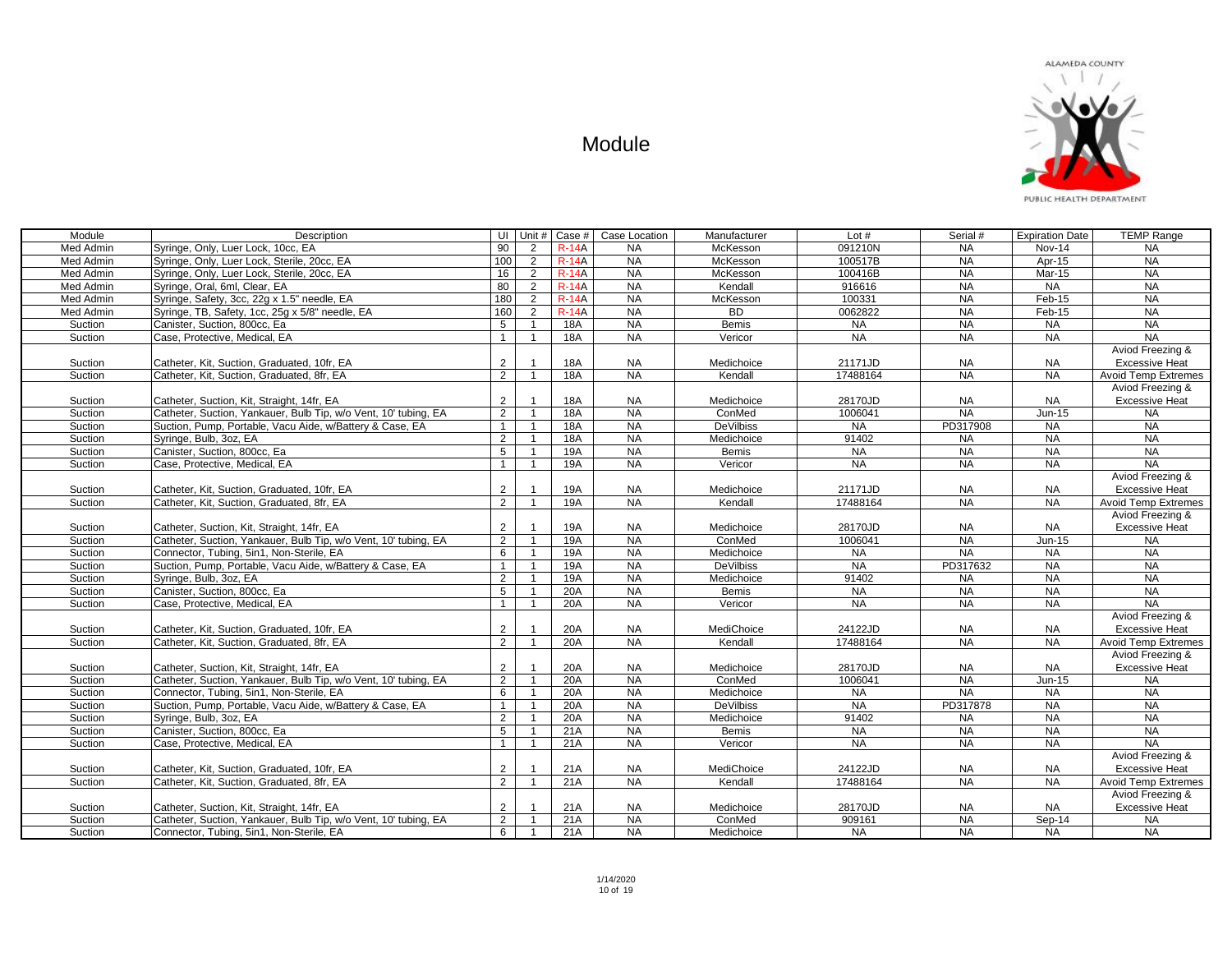# Module

| Module | Description | UI | Unit # | Case # | Case Location | Manufacturer | Lot # | Serial # | Expiration Date | TEMP Range |
|---|---|---|---|---|---|---|---|---|---|---|
| Med Admin | Syringe, Only, Luer Lock, 10cc, EA | 90 | 2 | R-14A | NA | McKesson | 091210N | NA | Nov-14 | NA |
| Med Admin | Syringe, Only, Luer Lock, Sterile, 20cc, EA | 100 | 2 | R-14A | NA | McKesson | 100517B | NA | Apr-15 | NA |
| Med Admin | Syringe, Only, Luer Lock, Sterile, 20cc, EA | 16 | 2 | R-14A | NA | McKesson | 100416B | NA | Mar-15 | NA |
| Med Admin | Syringe, Oral, 6ml, Clear, EA | 80 | 2 | R-14A | NA | Kendall | 916616 | NA | NA | NA |
| Med Admin | Syringe, Safety, 3cc, 22g x 1.5" needle, EA | 180 | 2 | R-14A | NA | McKesson | 100331 | NA | Feb-15 | NA |
| Med Admin | Syringe, TB, Safety, 1cc, 25g x 5/8" needle, EA | 160 | 2 | R-14A | NA | BD | 0062822 | NA | Feb-15 | NA |
| Suction | Canister, Suction, 800cc, Ea | 5 | 1 | 18A | NA | Bemis | NA | NA | NA | NA |
| Suction | Case, Protective, Medical, EA | 1 | 1 | 18A | NA | Vericor | NA | NA | NA | NA |
| Suction | Catheter, Kit, Suction, Graduated, 10fr, EA | 2 | 1 | 18A | NA | Medichoice | 21171JD | NA | NA | Aviod Freezing & Excessive Heat |
| Suction | Catheter, Kit, Suction, Graduated, 8fr, EA | 2 | 1 | 18A | NA | Kendall | 17488164 | NA | NA | Avoid Temp Extremes |
| Suction | Catheter, Suction, Kit, Straight, 14fr, EA | 2 | 1 | 18A | NA | Medichoice | 28170JD | NA | NA | Aviod Freezing & Excessive Heat |
| Suction | Catheter, Suction, Yankauer, Bulb Tip, w/o Vent, 10' tubing, EA | 2 | 1 | 18A | NA | ConMed | 1006041 | NA | Jun-15 | NA |
| Suction | Suction, Pump, Portable, Vacu Aide, w/Battery & Case, EA | 1 | 1 | 18A | NA | DeVilbiss | NA | PD317908 | NA | NA |
| Suction | Syringe, Bulb, 3oz, EA | 2 | 1 | 18A | NA | Medichoice | 91402 | NA | NA | NA |
| Suction | Canister, Suction, 800cc, Ea | 5 | 1 | 19A | NA | Bemis | NA | NA | NA | NA |
| Suction | Case, Protective, Medical, EA | 1 | 1 | 19A | NA | Vericor | NA | NA | NA | NA |
| Suction | Catheter, Kit, Suction, Graduated, 10fr, EA | 2 | 1 | 19A | NA | Medichoice | 21171JD | NA | NA | Aviod Freezing & Excessive Heat |
| Suction | Catheter, Kit, Suction, Graduated, 8fr, EA | 2 | 1 | 19A | NA | Kendall | 17488164 | NA | NA | Avoid Temp Extremes |
| Suction | Catheter, Suction, Kit, Straight, 14fr, EA | 2 | 1 | 19A | NA | Medichoice | 28170JD | NA | NA | Aviod Freezing & Excessive Heat |
| Suction | Catheter, Suction, Yankauer, Bulb Tip, w/o Vent, 10' tubing, EA | 2 | 1 | 19A | NA | ConMed | 1006041 | NA | Jun-15 | NA |
| Suction | Connector, Tubing, 5in1, Non-Sterile, EA | 6 | 1 | 19A | NA | Medichoice | NA | NA | NA | NA |
| Suction | Suction, Pump, Portable, Vacu Aide, w/Battery & Case, EA | 1 | 1 | 19A | NA | DeVilbiss | NA | PD317632 | NA | NA |
| Suction | Syringe, Bulb, 3oz, EA | 2 | 1 | 19A | NA | Medichoice | 91402 | NA | NA | NA |
| Suction | Canister, Suction, 800cc, Ea | 5 | 1 | 20A | NA | Bemis | NA | NA | NA | NA |
| Suction | Case, Protective, Medical, EA | 1 | 1 | 20A | NA | Vericor | NA | NA | NA | NA |
| Suction | Catheter, Kit, Suction, Graduated, 10fr, EA | 2 | 1 | 20A | NA | MediChoice | 24122JD | NA | NA | Aviod Freezing & Excessive Heat |
| Suction | Catheter, Kit, Suction, Graduated, 8fr, EA | 2 | 1 | 20A | NA | Kendall | 17488164 | NA | NA | Avoid Temp Extremes |
| Suction | Catheter, Suction, Kit, Straight, 14fr, EA | 2 | 1 | 20A | NA | Medichoice | 28170JD | NA | NA | Aviod Freezing & Excessive Heat |
| Suction | Catheter, Suction, Yankauer, Bulb Tip, w/o Vent, 10' tubing, EA | 2 | 1 | 20A | NA | ConMed | 1006041 | NA | Jun-15 | NA |
| Suction | Connector, Tubing, 5in1, Non-Sterile, EA | 6 | 1 | 20A | NA | Medichoice | NA | NA | NA | NA |
| Suction | Suction, Pump, Portable, Vacu Aide, w/Battery & Case, EA | 1 | 1 | 20A | NA | DeVilbiss | NA | PD317878 | NA | NA |
| Suction | Syringe, Bulb, 3oz, EA | 2 | 1 | 20A | NA | Medichoice | 91402 | NA | NA | NA |
| Suction | Canister, Suction, 800cc, Ea | 5 | 1 | 21A | NA | Bemis | NA | NA | NA | NA |
| Suction | Case, Protective, Medical, EA | 1 | 1 | 21A | NA | Vericor | NA | NA | NA | NA |
| Suction | Catheter, Kit, Suction, Graduated, 10fr, EA | 2 | 1 | 21A | NA | MediChoice | 24122JD | NA | NA | Aviod Freezing & Excessive Heat |
| Suction | Catheter, Kit, Suction, Graduated, 8fr, EA | 2 | 1 | 21A | NA | Kendall | 17488164 | NA | NA | Avoid Temp Extremes |
| Suction | Catheter, Suction, Kit, Straight, 14fr, EA | 2 | 1 | 21A | NA | Medichoice | 28170JD | NA | NA | Aviod Freezing & Excessive Heat |
| Suction | Catheter, Suction, Yankauer, Bulb Tip, w/o Vent, 10' tubing, EA | 2 | 1 | 21A | NA | ConMed | 909161 | NA | Sep-14 | NA |
| Suction | Connector, Tubing, 5in1, Non-Sterile, EA | 6 | 1 | 21A | NA | Medichoice | NA | NA | NA | NA |

1/14/2020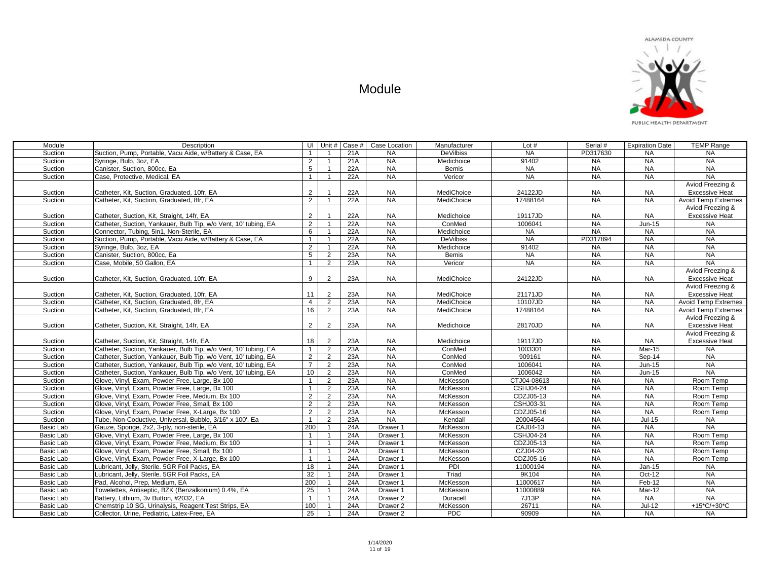# Module

ALAMEDA COUNTY PUBLIC HEALTH DEPARTMENT

| Module | Description | UI | Unit # | Case # | Case Location | Manufacturer | Lot # | Serial # | Expiration Date | TEMP Range |
|---|---|---|---|---|---|---|---|---|---|---|
| Suction | Suction, Pump, Portable, Vacu Aide, w/Battery & Case, EA | 1 | 1 | 21A | NA | DeVilbiss | NA | PD317630 | NA | NA |
| Suction | Syringe, Bulb, 3oz, EA | 2 | 1 | 21A | NA | Medichoice | 91402 | NA | NA | NA |
| Suction | Canister, Suction, 800cc, Ea | 5 | 1 | 22A | NA | Bemis | NA | NA | NA | NA |
| Suction | Case, Protective, Medical, EA | 1 | 1 | 22A | NA | Vericor | NA | NA | NA | NA |
| Suction | Catheter, Kit, Suction, Graduated, 10fr, EA | 2 | 1 | 22A | NA | MediChoice | 24122JD | NA | NA | Aviod Freezing & Excessive Heat |
| Suction | Catheter, Kit, Suction, Graduated, 8fr, EA | 2 | 1 | 22A | NA | MediChoice | 17488164 | NA | NA | Avoid Temp Extremes |
| Suction | Catheter, Suction, Kit, Straight, 14fr, EA | 2 | 1 | 22A | NA | Medichoice | 19117JD | NA | NA | Aviod Freezing & Excessive Heat |
| Suction | Catheter, Suction, Yankauer, Bulb Tip, w/o Vent, 10' tubing, EA | 2 | 1 | 22A | NA | ConMed | 1006041 | NA | Jun-15 | NA |
| Suction | Connector, Tubing, 5in1, Non-Sterile, EA | 6 | 1 | 22A | NA | Medichoice | NA | NA | NA | NA |
| Suction | Suction, Pump, Portable, Vacu Aide, w/Battery & Case, EA | 1 | 1 | 22A | NA | DeVilbiss | NA | PD317894 | NA | NA |
| Suction | Syringe, Bulb, 3oz, EA | 2 | 1 | 22A | NA | Medichoice | 91402 | NA | NA | NA |
| Suction | Canister, Suction, 800cc, Ea | 5 | 2 | 23A | NA | Bemis | NA | NA | NA | NA |
| Suction | Case, Mobile, 50 Gallon, EA | 1 | 2 | 23A | NA | Vericor | NA | NA | NA | NA |
| Suction | Catheter, Kit, Suction, Graduated, 10fr, EA | 9 | 2 | 23A | NA | MediChoice | 24122JD | NA | NA | Aviod Freezing & Excessive Heat |
| Suction | Catheter, Kit, Suction, Graduated, 10fr, EA | 11 | 2 | 23A | NA | MediChoice | 21171JD | NA | NA | Aviod Freezing & Excessive Heat |
| Suction | Catheter, Kit, Suction, Graduated, 8fr, EA | 4 | 2 | 23A | NA | MediChoice | 10107JD | NA | NA | Avoid Temp Extremes |
| Suction | Catheter, Kit, Suction, Graduated, 8fr, EA | 16 | 2 | 23A | NA | MediChoice | 17488164 | NA | NA | Avoid Temp Extremes |
| Suction | Catheter, Suction, Kit, Straight, 14fr, EA | 2 | 2 | 23A | NA | Medichoice | 28170JD | NA | NA | Aviod Freezing & Excessive Heat |
| Suction | Catheter, Suction, Kit, Straight, 14fr, EA | 18 | 2 | 23A | NA | Medichoice | 19117JD | NA | NA | Aviod Freezing & Excessive Heat |
| Suction | Catheter, Suction, Yankauer, Bulb Tip, w/o Vent, 10' tubing, EA | 1 | 2 | 23A | NA | ConMed | 1003301 | NA | Mar-15 | NA |
| Suction | Catheter, Suction, Yankauer, Bulb Tip, w/o Vent, 10' tubing, EA | 2 | 2 | 23A | NA | ConMed | 909161 | NA | Sep-14 | NA |
| Suction | Catheter, Suction, Yankauer, Bulb Tip, w/o Vent, 10' tubing, EA | 7 | 2 | 23A | NA | ConMed | 1006041 | NA | Jun-15 | NA |
| Suction | Catheter, Suction, Yankauer, Bulb Tip, w/o Vent, 10' tubing, EA | 10 | 2 | 23A | NA | ConMed | 1006042 | NA | Jun-15 | NA |
| Suction | Glove, Vinyl, Exam, Powder Free, Large, Bx 100 | 1 | 2 | 23A | NA | McKesson | CTJ04-08613 | NA | NA | Room Temp |
| Suction | Glove, Vinyl, Exam, Powder Free, Large, Bx 100 | 1 | 2 | 23A | NA | McKesson | CSHJ04-24 | NA | NA | Room Temp |
| Suction | Glove, Vinyl, Exam, Powder Free, Medium, Bx 100 | 2 | 2 | 23A | NA | McKesson | CDZJ05-13 | NA | NA | Room Temp |
| Suction | Glove, Vinyl, Exam, Powder Free, Small, Bx 100 | 2 | 2 | 23A | NA | McKesson | CSHJ03-31 | NA | NA | Room Temp |
| Suction | Glove, Vinyl, Exam, Powder Free, X-Large, Bx 100 | 2 | 2 | 23A | NA | McKesson | CDZJ05-16 | NA | NA | Room Temp |
| Suction | Tube, Non-Coductive, Universal, Bubble, 3/16" x 100', Ea | 1 | 2 | 23A | NA | Kendall | 20004564 | NA | Jul-15 | NA |
| Basic Lab | Gauze, Sponge, 2x2, 3-ply, non-sterile, EA | 200 | 1 | 24A | Drawer 1 | McKesson | CAJ04-13 | NA | NA | NA |
| Basic Lab | Glove, Vinyl, Exam, Powder Free, Large, Bx 100 | 1 | 1 | 24A | Drawer 1 | McKesson | CSHJ04-24 | NA | NA | Room Temp |
| Basic Lab | Glove, Vinyl, Exam, Powder Free, Medium, Bx 100 | 1 | 1 | 24A | Drawer 1 | McKesson | CDZJ05-13 | NA | NA | Room Temp |
| Basic Lab | Glove, Vinyl, Exam, Powder Free, Small, Bx 100 | 1 | 1 | 24A | Drawer 1 | McKesson | CZJ04-20 | NA | NA | Room Temp |
| Basic Lab | Glove, Vinyl, Exam, Powder Free, X-Large, Bx 100 | 1 | 1 | 24A | Drawer 1 | McKesson | CDZJ05-16 | NA | NA | Room Temp |
| Basic Lab | Lubricant, Jelly, Sterile. 5GR Foil Packs, EA | 18 | 1 | 24A | Drawer 1 | PDI | 11000194 | NA | Jan-15 | NA |
| Basic Lab | Lubricant, Jelly, Sterile. 5GR Foil Packs, EA | 32 | 1 | 24A | Drawer 1 | Triad | 9K104 | NA | Oct-12 | NA |
| Basic Lab | Pad, Alcohol, Prep, Medium, EA | 200 | 1 | 24A | Drawer 1 | McKesson | 11000617 | NA | Feb-12 | NA |
| Basic Lab | Towelettes, Antiseptic, BZK (Benzalkonium) 0.4%, EA | 25 | 1 | 24A | Drawer 1 | McKesson | 11000889 | NA | Mar-12 | NA |
| Basic Lab | Battery, Lithium, 3v Button, #2032, EA | 1 | 1 | 24A | Drawer 2 | Duracell | 7J13P | NA | NA | NA |
| Basic Lab | Chemstrip 10 SG, Urinalysis, Reagent Test Strips, EA | 100 | 1 | 24A | Drawer 2 | McKesson | 26711 | NA | Jul-12 | +15*C/+30*C |
| Basic Lab | Collector, Urine, Pediatric, Latex-Free, EA | 25 | 1 | 24A | Drawer 2 | PDC | 90909 | NA | NA | NA |

1/14/2020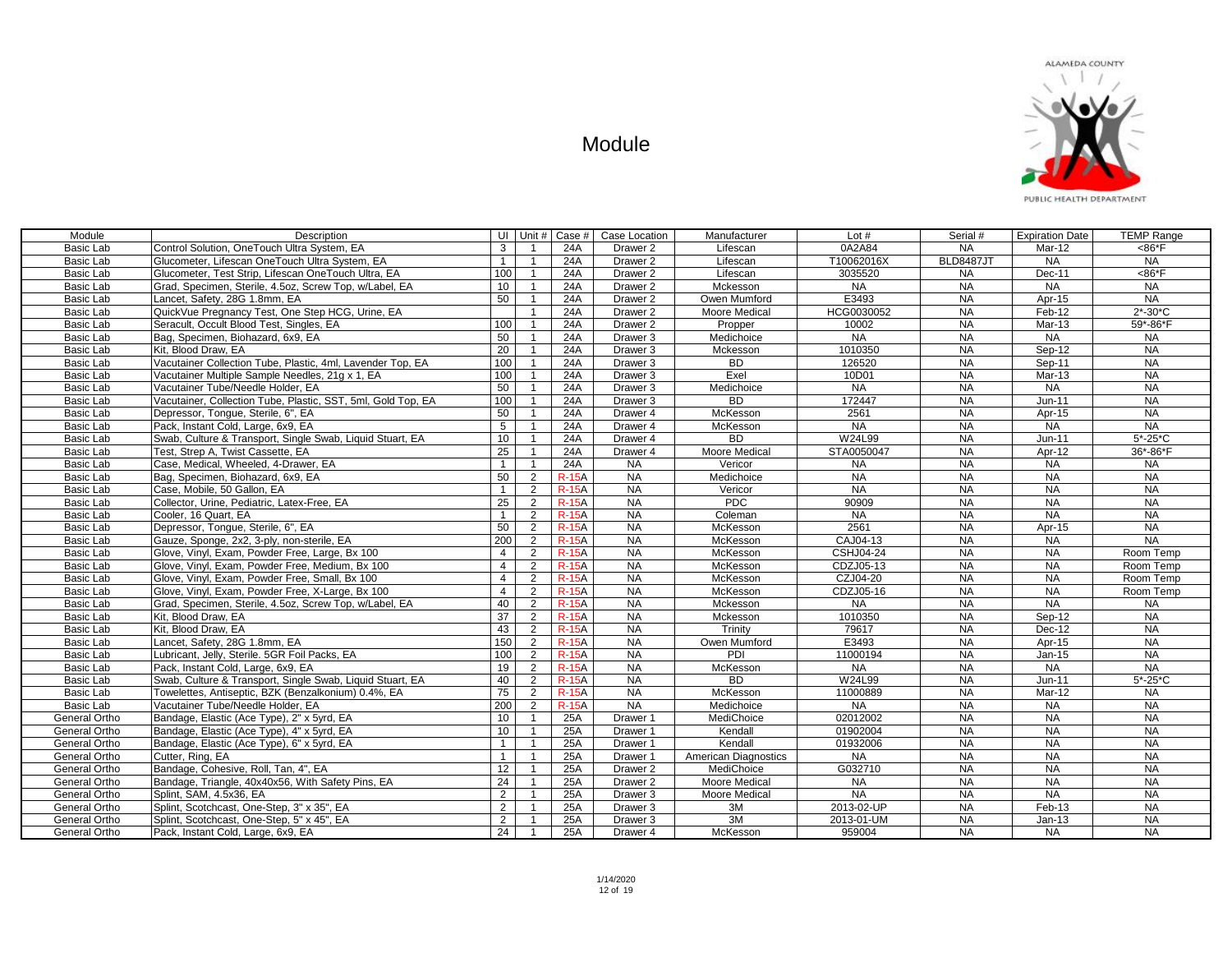ALAMEDA COUNTY PUBLIC HEALTH DEPARTMENT

# Module

| Module | Description | UI | Unit # | Case # | Case Location | Manufacturer | Lot # | Serial # | Expiration Date | TEMP Range |
|---|---|---|---|---|---|---|---|---|---|---|
| Basic Lab | Control Solution, OneTouch Ultra System, EA | 3 | 1 | 24A | Drawer 2 | Lifescan | 0A2A84 | NA | Mar-12 | <86*F |
| Basic Lab | Glucometer, Lifescan OneTouch Ultra System, EA | 1 | 1 | 24A | Drawer 2 | Lifescan | T10062016X | BLD8487JT | NA | NA |
| Basic Lab | Glucometer, Test Strip, Lifescan OneTouch Ultra, EA | 100 | 1 | 24A | Drawer 2 | Lifescan | 3035520 | NA | Dec-11 | <86*F |
| Basic Lab | Grad, Specimen, Sterile, 4.5oz, Screw Top, w/Label, EA | 10 | 1 | 24A | Drawer 2 | Mckesson | NA | NA | NA | NA |
| Basic Lab | Lancet, Safety, 28G 1.8mm, EA | 50 | 1 | 24A | Drawer 2 | Owen Mumford | E3493 | NA | Apr-15 | NA |
| Basic Lab | QuickVue Pregnancy Test, One Step HCG, Urine, EA | | 1 | 24A | Drawer 2 | Moore Medical | HCG0030052 | NA | Feb-12 | 2*-30*C |
| Basic Lab | Seracult, Occult Blood Test, Singles, EA | 100 | 1 | 24A | Drawer 2 | Propper | 10002 | NA | Mar-13 | 59*-86*F |
| Basic Lab | Bag, Specimen, Biohazard, 6x9, EA | 50 | 1 | 24A | Drawer 3 | Medichoice | NA | NA | NA | NA |
| Basic Lab | Kit, Blood Draw, EA | 20 | 1 | 24A | Drawer 3 | Mckesson | 1010350 | NA | Sep-12 | NA |
| Basic Lab | Vacutainer Collection Tube, Plastic, 4ml, Lavender Top, EA | 100 | 1 | 24A | Drawer 3 | BD | 126520 | NA | Sep-11 | NA |
| Basic Lab | Vacutainer Multiple Sample Needles, 21g x 1, EA | 100 | 1 | 24A | Drawer 3 | Exel | 10D01 | NA | Mar-13 | NA |
| Basic Lab | Vacutainer Tube/Needle Holder, EA | 50 | 1 | 24A | Drawer 3 | Medichoice | NA | NA | NA | NA |
| Basic Lab | Vacutainer, Collection Tube, Plastic, SST, 5ml, Gold Top, EA | 100 | 1 | 24A | Drawer 3 | BD | 172447 | NA | Jun-11 | NA |
| Basic Lab | Depressor, Tongue, Sterile, 6", EA | 50 | 1 | 24A | Drawer 4 | McKesson | 2561 | NA | Apr-15 | NA |
| Basic Lab | Pack, Instant Cold, Large, 6x9, EA | 5 | 1 | 24A | Drawer 4 | McKesson | NA | NA | NA | NA |
| Basic Lab | Swab, Culture & Transport, Single Swab, Liquid Stuart, EA | 10 | 1 | 24A | Drawer 4 | BD | W24L99 | NA | Jun-11 | 5*-25*C |
| Basic Lab | Test, Strep A, Twist Cassette, EA | 25 | 1 | 24A | Drawer 4 | Moore Medical | STA0050047 | NA | Apr-12 | 36*-86*F |
| Basic Lab | Case, Medical, Wheeled, 4-Drawer, EA | 1 | 1 | 24A | NA | Vericor | NA | NA | NA | NA |
| Basic Lab | Bag, Specimen, Biohazard, 6x9, EA | 50 | 2 | R-15A | NA | Medichoice | NA | NA | NA | NA |
| Basic Lab | Case, Mobile, 50 Gallon, EA | 1 | 2 | R-15A | NA | Vericor | NA | NA | NA | NA |
| Basic Lab | Collector, Urine, Pediatric, Latex-Free, EA | 25 | 2 | R-15A | NA | PDC | 90909 | NA | NA | NA |
| Basic Lab | Cooler, 16 Quart, EA | 1 | 2 | R-15A | NA | Coleman | NA | NA | NA | NA |
| Basic Lab | Depressor, Tongue, Sterile, 6", EA | 50 | 2 | R-15A | NA | McKesson | 2561 | NA | Apr-15 | NA |
| Basic Lab | Gauze, Sponge, 2x2, 3-ply, non-sterile, EA | 200 | 2 | R-15A | NA | McKesson | CAJ04-13 | NA | NA | NA |
| Basic Lab | Glove, Vinyl, Exam, Powder Free, Large, Bx 100 | 4 | 2 | R-15A | NA | McKesson | CSHJ04-24 | NA | NA | Room Temp |
| Basic Lab | Glove, Vinyl, Exam, Powder Free, Medium, Bx 100 | 4 | 2 | R-15A | NA | McKesson | CDZJ05-13 | NA | NA | Room Temp |
| Basic Lab | Glove, Vinyl, Exam, Powder Free, Small, Bx 100 | 4 | 2 | R-15A | NA | McKesson | CZJ04-20 | NA | NA | Room Temp |
| Basic Lab | Glove, Vinyl, Exam, Powder Free, X-Large, Bx 100 | 4 | 2 | R-15A | NA | McKesson | CDZJ05-16 | NA | NA | Room Temp |
| Basic Lab | Grad, Specimen, Sterile, 4.5oz, Screw Top, w/Label, EA | 40 | 2 | R-15A | NA | Mckesson | NA | NA | NA | NA |
| Basic Lab | Kit, Blood Draw, EA | 37 | 2 | R-15A | NA | Mckesson | 1010350 | NA | Sep-12 | NA |
| Basic Lab | Kit, Blood Draw, EA | 43 | 2 | R-15A | NA | Trinity | 79617 | NA | Dec-12 | NA |
| Basic Lab | Lancet, Safety, 28G 1.8mm, EA | 150 | 2 | R-15A | NA | Owen Mumford | E3493 | NA | Apr-15 | NA |
| Basic Lab | Lubricant, Jelly, Sterile. 5GR Foil Packs, EA | 100 | 2 | R-15A | NA | PDI | 11000194 | NA | Jan-15 | NA |
| Basic Lab | Pack, Instant Cold, Large, 6x9, EA | 19 | 2 | R-15A | NA | McKesson | NA | NA | NA | NA |
| Basic Lab | Swab, Culture & Transport, Single Swab, Liquid Stuart, EA | 40 | 2 | R-15A | NA | BD | W24L99 | NA | Jun-11 | 5*-25*C |
| Basic Lab | Towelettes, Antiseptic, BZK (Benzalkonium) 0.4%, EA | 75 | 2 | R-15A | NA | McKesson | 11000889 | NA | Mar-12 | NA |
| Basic Lab | Vacutainer Tube/Needle Holder, EA | 200 | 2 | R-15A | NA | Medichoice | NA | NA | NA | NA |
| General Ortho | Bandage, Elastic (Ace Type), 2" x 5yrd, EA | 10 | 1 | 25A | Drawer 1 | MediChoice | 02012002 | NA | NA | NA |
| General Ortho | Bandage, Elastic (Ace Type), 4" x 5yrd, EA | 10 | 1 | 25A | Drawer 1 | Kendall | 01902004 | NA | NA | NA |
| General Ortho | Bandage, Elastic (Ace Type), 6" x 5yrd, EA | 1 | 1 | 25A | Drawer 1 | Kendall | 01932006 | NA | NA | NA |
| General Ortho | Cutter, Ring, EA | 1 | 1 | 25A | Drawer 1 | American Diagnostics | NA | NA | NA | NA |
| General Ortho | Bandage, Cohesive, Roll, Tan, 4", EA | 12 | 1 | 25A | Drawer 2 | MediChoice | G032710 | NA | NA | NA |
| General Ortho | Bandage, Triangle, 40x40x56, With Safety Pins, EA | 24 | 1 | 25A | Drawer 2 | Moore Medical | NA | NA | NA | NA |
| General Ortho | Splint, SAM, 4.5x36, EA | 2 | 1 | 25A | Drawer 3 | Moore Medical | NA | NA | NA | NA |
| General Ortho | Splint, Scotchcast, One-Step, 3" x 35", EA | 2 | 1 | 25A | Drawer 3 | 3M | 2013-02-UP | NA | Feb-13 | NA |
| General Ortho | Splint, Scotchcast, One-Step, 5" x 45", EA | 2 | 1 | 25A | Drawer 3 | 3M | 2013-01-UM | NA | Jan-13 | NA |
| General Ortho | Pack, Instant Cold, Large, 6x9, EA | 24 | 1 | 25A | Drawer 4 | McKesson | 959004 | NA | NA | NA |

1/14/2020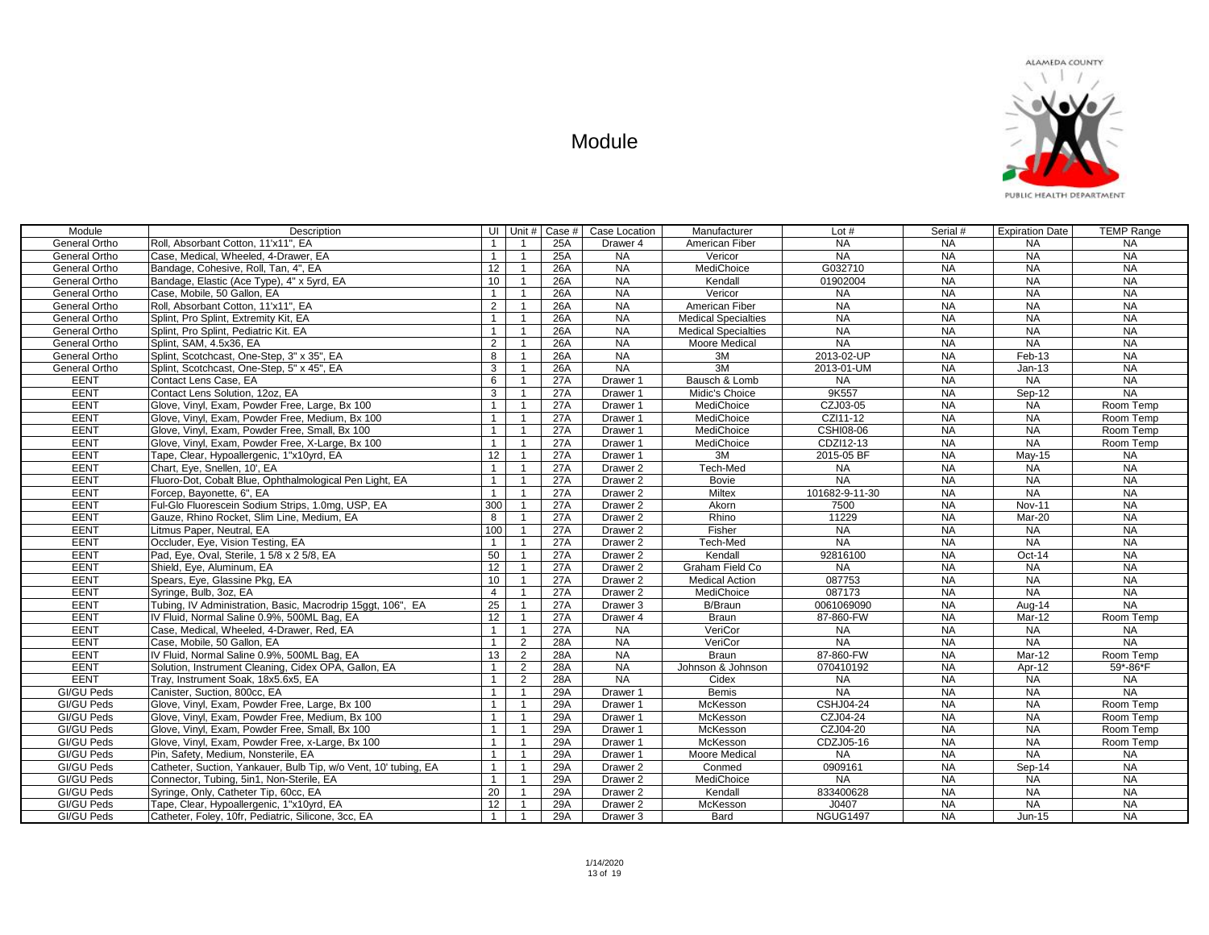# Module

| Module | Description | UI | Unit # | Case # | Case Location | Manufacturer | Lot # | Serial # | Expiration Date | TEMP Range |
|---|---|---|---|---|---|---|---|---|---|---|
| General Ortho | Roll, Absorbant Cotton, 11'x11", EA | 1 | 1 | 25A | Drawer 4 | American Fiber | NA | NA | NA | NA |
| General Ortho | Case, Medical, Wheeled, 4-Drawer, EA | 1 | 1 | 25A | NA | Vericor | NA | NA | NA | NA |
| General Ortho | Bandage, Cohesive, Roll, Tan, 4", EA | 12 | 1 | 26A | NA | MediChoice | G032710 | NA | NA | NA |
| General Ortho | Bandage, Elastic (Ace Type), 4" x 5yrd, EA | 10 | 1 | 26A | NA | Kendall | 01902004 | NA | NA | NA |
| General Ortho | Case, Mobile, 50 Gallon, EA | 1 | 1 | 26A | NA | Vericor | NA | NA | NA | NA |
| General Ortho | Roll, Absorbant Cotton, 11'x11", EA | 2 | 1 | 26A | NA | American Fiber | NA | NA | NA | NA |
| General Ortho | Splint, Pro Splint, Extremity Kit, EA | 1 | 1 | 26A | NA | Medical Specialties | NA | NA | NA | NA |
| General Ortho | Splint, Pro Splint, Pediatric Kit. EA | 1 | 1 | 26A | NA | Medical Specialties | NA | NA | NA | NA |
| General Ortho | Splint, SAM, 4.5x36, EA | 2 | 1 | 26A | NA | Moore Medical | NA | NA | NA | NA |
| General Ortho | Splint, Scotchcast, One-Step, 3" x 35", EA | 8 | 1 | 26A | NA | 3M | 2013-02-UP | NA | Feb-13 | NA |
| General Ortho | Splint, Scotchcast, One-Step, 5" x 45", EA | 3 | 1 | 26A | NA | 3M | 2013-01-UM | NA | Jan-13 | NA |
| EENT | Contact Lens Case, EA | 6 | 1 | 27A | Drawer 1 | Bausch & Lomb | NA | NA | NA | NA |
| EENT | Contact Lens Solution, 12oz, EA | 3 | 1 | 27A | Drawer 1 | Midic's Choice | 9K557 | NA | Sep-12 | NA |
| EENT | Glove, Vinyl, Exam, Powder Free, Large, Bx 100 | 1 | 1 | 27A | Drawer 1 | MediChoice | CZJ03-05 | NA | NA | Room Temp |
| EENT | Glove, Vinyl, Exam, Powder Free, Medium, Bx 100 | 1 | 1 | 27A | Drawer 1 | MediChoice | CZI11-12 | NA | NA | Room Temp |
| EENT | Glove, Vinyl, Exam, Powder Free, Small, Bx 100 | 1 | 1 | 27A | Drawer 1 | MediChoice | CSHI08-06 | NA | NA | Room Temp |
| EENT | Glove, Vinyl, Exam, Powder Free, X-Large, Bx 100 | 1 | 1 | 27A | Drawer 1 | MediChoice | CDZI12-13 | NA | NA | Room Temp |
| EENT | Tape, Clear, Hypoallergenic, 1"x10yrd, EA | 12 | 1 | 27A | Drawer 1 | 3M | 2015-05 BF | NA | May-15 | NA |
| EENT | Chart, Eye, Snellen, 10', EA | 1 | 1 | 27A | Drawer 2 | Tech-Med | NA | NA | NA | NA |
| EENT | Fluoro-Dot, Cobalt Blue, Ophthalmological Pen Light, EA | 1 | 1 | 27A | Drawer 2 | Bovie | NA | NA | NA | NA |
| EENT | Forcep, Bayonette, 6", EA | 1 | 1 | 27A | Drawer 2 | Miltex | 101682-9-11-30 | NA | NA | NA |
| EENT | Ful-Glo Fluorescein Sodium Strips, 1.0mg, USP, EA | 300 | 1 | 27A | Drawer 2 | Akorn | 7500 | NA | Nov-11 | NA |
| EENT | Gauze, Rhino Rocket, Slim Line, Medium, EA | 8 | 1 | 27A | Drawer 2 | Rhino | 11229 | NA | Mar-20 | NA |
| EENT | Litmus Paper, Neutral, EA | 100 | 1 | 27A | Drawer 2 | Fisher | NA | NA | NA | NA |
| EENT | Occluder, Eye, Vision Testing, EA | 1 | 1 | 27A | Drawer 2 | Tech-Med | NA | NA | NA | NA |
| EENT | Pad, Eye, Oval, Sterile, 1 5/8 x 2 5/8, EA | 50 | 1 | 27A | Drawer 2 | Kendall | 92816100 | NA | Oct-14 | NA |
| EENT | Shield, Eye, Aluminum, EA | 12 | 1 | 27A | Drawer 2 | Graham Field Co | NA | NA | NA | NA |
| EENT | Spears, Eye, Glassine Pkg, EA | 10 | 1 | 27A | Drawer 2 | Medical Action | 087753 | NA | NA | NA |
| EENT | Syringe, Bulb, 3oz, EA | 4 | 1 | 27A | Drawer 2 | MediChoice | 087173 | NA | NA | NA |
| EENT | Tubing, IV Administration, Basic, Macrodrip 15ggt, 106", EA | 25 | 1 | 27A | Drawer 3 | B/Braun | 0061069090 | NA | Aug-14 | NA |
| EENT | IV Fluid, Normal Saline 0.9%, 500ML Bag, EA | 12 | 1 | 27A | Drawer 4 | Braun | 87-860-FW | NA | Mar-12 | Room Temp |
| EENT | Case, Medical, Wheeled, 4-Drawer, Red, EA | 1 | 1 | 27A | NA | VeriCor | NA | NA | NA | NA |
| EENT | Case, Mobile, 50 Gallon, EA | 1 | 2 | 28A | NA | VeriCor | NA | NA | NA | NA |
| EENT | IV Fluid, Normal Saline 0.9%, 500ML Bag, EA | 13 | 2 | 28A | NA | Braun | 87-860-FW | NA | Mar-12 | Room Temp |
| EENT | Solution, Instrument Cleaning, Cidex OPA, Gallon, EA | 1 | 2 | 28A | NA | Johnson & Johnson | 070410192 | NA | Apr-12 | 59*-86*F |
| EENT | Tray, Instrument Soak, 18x5.6x5, EA | 1 | 2 | 28A | NA | Cidex | NA | NA | NA | NA |
| GI/GU Peds | Canister, Suction, 800cc, EA | 1 | 1 | 29A | Drawer 1 | Bemis | NA | NA | NA | NA |
| GI/GU Peds | Glove, Vinyl, Exam, Powder Free, Large, Bx 100 | 1 | 1 | 29A | Drawer 1 | McKesson | CSHJ04-24 | NA | NA | Room Temp |
| GI/GU Peds | Glove, Vinyl, Exam, Powder Free, Medium, Bx 100 | 1 | 1 | 29A | Drawer 1 | McKesson | CZJ04-24 | NA | NA | Room Temp |
| GI/GU Peds | Glove, Vinyl, Exam, Powder Free, Small, Bx 100 | 1 | 1 | 29A | Drawer 1 | McKesson | CZJ04-20 | NA | NA | Room Temp |
| GI/GU Peds | Glove, Vinyl, Exam, Powder Free, x-Large, Bx 100 | 1 | 1 | 29A | Drawer 1 | McKesson | CDZJ05-16 | NA | NA | Room Temp |
| GI/GU Peds | Pin, Safety, Medium, Nonsterile, EA | 1 | 1 | 29A | Drawer 1 | Moore Medical | NA | NA | NA | NA |
| GI/GU Peds | Catheter, Suction, Yankauer, Bulb Tip, w/o Vent, 10' tubing, EA | 1 | 1 | 29A | Drawer 2 | Conmed | 0909161 | NA | Sep-14 | NA |
| GI/GU Peds | Connector, Tubing, 5in1, Non-Sterile, EA | 1 | 1 | 29A | Drawer 2 | MediChoice | NA | NA | NA | NA |
| GI/GU Peds | Syringe, Only, Catheter Tip, 60cc, EA | 20 | 1 | 29A | Drawer 2 | Kendall | 833400628 | NA | NA | NA |
| GI/GU Peds | Tape, Clear, Hypoallergenic, 1"x10yrd, EA | 12 | 1 | 29A | Drawer 2 | McKesson | J0407 | NA | NA | NA |
| GI/GU Peds | Catheter, Foley, 10fr, Pediatric, Silicone, 3cc, EA | 1 | 1 | 29A | Drawer 3 | Bard | NGUG1497 | NA | Jun-15 | NA |

1/14/2020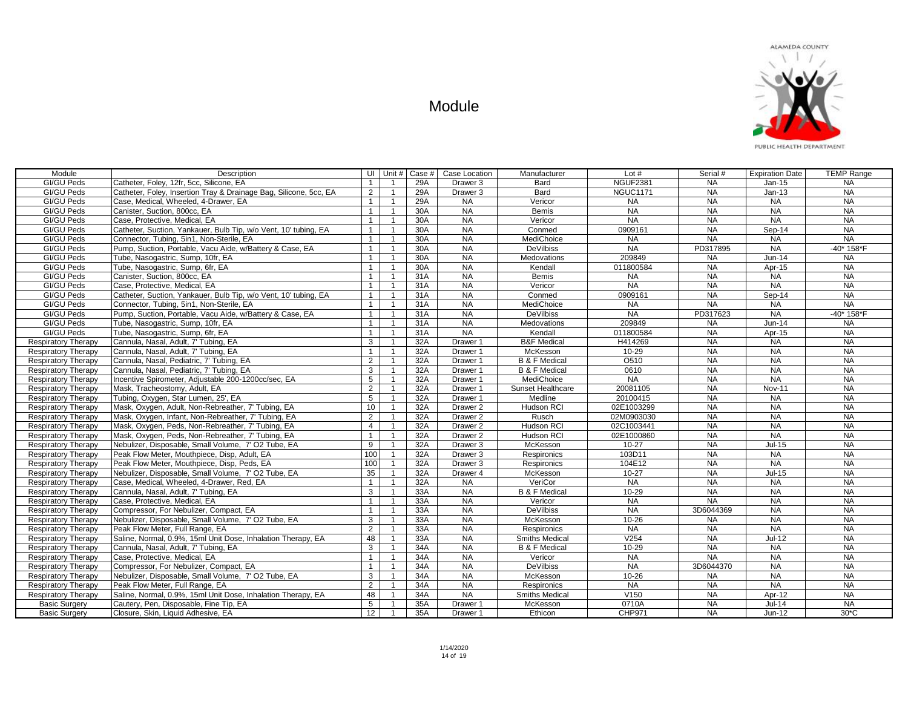# Module

ALAMEDA COUNTY

PUBLIC HEALTH DEPARTMENT

| Module | Description | UI | Unit # | Case # | Case Location | Manufacturer | Lot # | Serial # | Expiration Date | TEMP Range |
|---|---|---|---|---|---|---|---|---|---|---|
| GI/GU Peds | Catheter, Foley, 12fr, 5cc, Silicone, EA | 1 | 1 | 29A | Drawer 3 | Bard | NGUF2381 | NA | Jan-15 | NA |
| GI/GU Peds | Catheter, Foley, Insertion Tray & Drainage Bag, Silicone, 5cc, EA | 2 | 1 | 29A | Drawer 3 | Bard | NGUC1171 | NA | Jan-13 | NA |
| GI/GU Peds | Case, Medical, Wheeled, 4-Drawer, Red, EA | 1 | 1 | 29A | NA | Vericor | NA | NA | NA | NA |
| GI/GU Peds | Canister, Suction, 800cc, EA | 1 | 1 | 30A | NA | Bemis | NA | NA | NA | NA |
| GI/GU Peds | Case, Protective, Medical, EA | 1 | 1 | 30A | NA | Vericor | NA | NA | NA | NA |
| GI/GU Peds | Catheter, Suction, Yankauer, Bulb Tip, w/o Vent, 10' tubing, EA | 1 | 1 | 30A | NA | Conmed | 0909161 | NA | Sep-14 | NA |
| GI/GU Peds | Connector, Tubing, 5in1, Non-Sterile, EA | 1 | 1 | 30A | NA | MediChoice | NA | NA | NA | NA |
| GI/GU Peds | Pump, Suction, Portable, Vacu Aide, w/Battery & Case, EA | 1 | 1 | 30A | NA | DeVilbiss | NA | PD317895 | NA | -40* 158*F |
| GI/GU Peds | Tube, Nasogastric, Sump, 10fr, EA | 1 | 1 | 30A | NA | Medovations | 209849 | NA | Jun-14 | NA |
| GI/GU Peds | Tube, Nasogastric, Sump, 6fr, EA | 1 | 1 | 30A | NA | Kendall | 011800584 | NA | Apr-15 | NA |
| GI/GU Peds | Canister, Suction, 800cc, EA | 1 | 1 | 31A | NA | Bemis | NA | NA | NA | NA |
| GI/GU Peds | Case, Protective, Medical, EA | 1 | 1 | 31A | NA | Vericor | NA | NA | NA | NA |
| GI/GU Peds | Catheter, Suction, Yankauer, Bulb Tip, w/o Vent, 10' tubing, EA | 1 | 1 | 31A | NA | Conmed | 0909161 | NA | Sep-14 | NA |
| GI/GU Peds | Connector, Tubing, 5in1, Non-Sterile, EA | 1 | 1 | 31A | NA | MediChoice | NA | NA | NA | NA |
| GI/GU Peds | Pump, Suction, Portable, Vacu Aide, w/Battery & Case, EA | 1 | 1 | 31A | NA | DeVilbiss | NA | PD317623 | NA | -40* 158*F |
| GI/GU Peds | Tube, Nasogastric, Sump, 10fr, EA | 1 | 1 | 31A | NA | Medovations | 209849 | NA | Jun-14 | NA |
| GI/GU Peds | Tube, Nasogastric, Sump, 6fr, EA | 1 | 1 | 31A | NA | Kendall | 011800584 | NA | Apr-15 | NA |
| Respiratory Therapy | Cannula, Nasal, Adult, 7' Tubing, EA | 3 | 1 | 32A | Drawer 1 | B&F Medical | H414269 | NA | NA | NA |
| Respiratory Therapy | Cannula, Nasal, Adult, 7' Tubing, EA | 1 | 1 | 32A | Drawer 1 | McKesson | 10-29 | NA | NA | NA |
| Respiratory Therapy | Cannula, Nasal, Pediatric, 7' Tubing, EA | 2 | 1 | 32A | Drawer 1 | B & F Medical | O510 | NA | NA | NA |
| Respiratory Therapy | Cannula, Nasal, Pediatric, 7' Tubing, EA | 3 | 1 | 32A | Drawer 1 | B & F Medical | 0610 | NA | NA | NA |
| Respiratory Therapy | Incentive Spirometer, Adjustable 200-1200cc/sec, EA | 5 | 1 | 32A | Drawer 1 | MediChoice | NA | NA | NA | NA |
| Respiratory Therapy | Mask, Tracheostomy, Adult, EA | 2 | 1 | 32A | Drawer 1 | Sunset Healthcare | 20081105 | NA | Nov-11 | NA |
| Respiratory Therapy | Tubing, Oxygen, Star Lumen, 25', EA | 5 | 1 | 32A | Drawer 1 | Medline | 20100415 | NA | NA | NA |
| Respiratory Therapy | Mask, Oxygen, Adult, Non-Rebreather, 7' Tubing, EA | 10 | 1 | 32A | Drawer 2 | Hudson RCI | 02E1003299 | NA | NA | NA |
| Respiratory Therapy | Mask, Oxygen, Infant, Non-Rebreather, 7' Tubing, EA | 2 | 1 | 32A | Drawer 2 | Rusch | 02M0903030 | NA | NA | NA |
| Respiratory Therapy | Mask, Oxygen, Peds, Non-Rebreather, 7' Tubing, EA | 4 | 1 | 32A | Drawer 2 | Hudson RCI | 02C1003441 | NA | NA | NA |
| Respiratory Therapy | Mask, Oxygen, Peds, Non-Rebreather, 7' Tubing, EA | 1 | 1 | 32A | Drawer 2 | Hudson RCI | 02E1000860 | NA | NA | NA |
| Respiratory Therapy | Nebulizer, Disposable, Small Volume, 7' O2 Tube, EA | 9 | 1 | 32A | Drawer 3 | McKesson | 10-27 | NA | Jul-15 | NA |
| Respiratory Therapy | Peak Flow Meter, Mouthpiece, Disp, Adult, EA | 100 | 1 | 32A | Drawer 3 | Respironics | 103D11 | NA | NA | NA |
| Respiratory Therapy | Peak Flow Meter, Mouthpiece, Disp, Peds, EA | 100 | 1 | 32A | Drawer 3 | Respironics | 104E12 | NA | NA | NA |
| Respiratory Therapy | Nebulizer, Disposable, Small Volume, 7' O2 Tube, EA | 35 | 1 | 32A | Drawer 4 | McKesson | 10-27 | NA | Jul-15 | NA |
| Respiratory Therapy | Case, Medical, Wheeled, 4-Drawer, Red, EA | 1 | 1 | 32A | NA | VeriCor | NA | NA | NA | NA |
| Respiratory Therapy | Cannula, Nasal, Adult, 7' Tubing, EA | 3 | 1 | 33A | NA | B & F Medical | 10-29 | NA | NA | NA |
| Respiratory Therapy | Case, Protective, Medical, EA | 1 | 1 | 33A | NA | Vericor | NA | NA | NA | NA |
| Respiratory Therapy | Compressor, For Nebulizer, Compact, EA | 1 | 1 | 33A | NA | DeVilbiss | NA | 3D6044369 | NA | NA |
| Respiratory Therapy | Nebulizer, Disposable, Small Volume, 7' O2 Tube, EA | 3 | 1 | 33A | NA | McKesson | 10-26 | NA | NA | NA |
| Respiratory Therapy | Peak Flow Meter, Full Range, EA | 2 | 1 | 33A | NA | Respironics | NA | NA | NA | NA |
| Respiratory Therapy | Saline, Normal, 0.9%, 15ml Unit Dose, Inhalation Therapy, EA | 48 | 1 | 33A | NA | Smiths Medical | V254 | NA | Jul-12 | NA |
| Respiratory Therapy | Cannula, Nasal, Adult, 7' Tubing, EA | 3 | 1 | 34A | NA | B & F Medical | 10-29 | NA | NA | NA |
| Respiratory Therapy | Case, Protective, Medical, EA | 1 | 1 | 34A | NA | Vericor | NA | NA | NA | NA |
| Respiratory Therapy | Compressor, For Nebulizer, Compact, EA | 1 | 1 | 34A | NA | DeVilbiss | NA | 3D6044370 | NA | NA |
| Respiratory Therapy | Nebulizer, Disposable, Small Volume, 7' O2 Tube, EA | 3 | 1 | 34A | NA | McKesson | 10-26 | NA | NA | NA |
| Respiratory Therapy | Peak Flow Meter, Full Range, EA | 2 | 1 | 34A | NA | Respironics | NA | NA | NA | NA |
| Respiratory Therapy | Saline, Normal, 0.9%, 15ml Unit Dose, Inhalation Therapy, EA | 48 | 1 | 34A | NA | Smiths Medical | V150 | NA | Apr-12 | NA |
| Basic Surgery | Cautery, Pen, Disposable, Fine Tip, EA | 5 | 1 | 35A | Drawer 1 | McKesson | 0710A | NA | Jul-14 | NA |
| Basic Surgery | Closure, Skin, Liquid Adhesive, EA | 12 | 1 | 35A | Drawer 1 | Ethicon | CHP971 | NA | Jun-12 | 30*C |

1/14/2020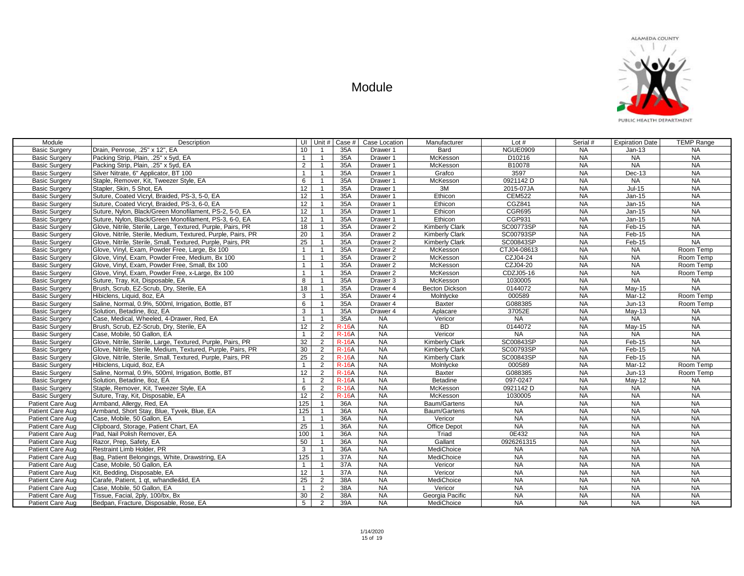# Module

ALAMEDA COUNTY PUBLIC HEALTH DEPARTMENT

| Module | Description | UI | Unit # | Case # | Case Location | Manufacturer | Lot # | Serial # | Expiration Date | TEMP Range |
|---|---|---|---|---|---|---|---|---|---|---|
| Basic Surgery | Drain, Penrose, .25" x 12", EA | 10 | 1 | 35A | Drawer 1 | Bard | NGUE0909 | NA | Jan-13 | NA |
| Basic Surgery | Packing Strip, Plain, .25" x 5yd, EA | 1 | 1 | 35A | Drawer 1 | McKesson | D10216 | NA | NA | NA |
| Basic Surgery | Packing Strip, Plain, .25" x 5yd, EA | 2 | 1 | 35A | Drawer 1 | McKesson | B10078 | NA | NA | NA |
| Basic Surgery | Silver Nitrate, 6" Applicator, BT 100 | 1 | 1 | 35A | Drawer 1 | Grafco | 3597 | NA | Dec-13 | NA |
| Basic Surgery | Staple, Remover, Kit, Tweezer Style, EA | 6 | 1 | 35A | Drawer 1 | McKesson | 0921142 D | NA | NA | NA |
| Basic Surgery | Stapler, Skin, 5 Shot, EA | 12 | 1 | 35A | Drawer 1 | 3M | 2015-07JA | NA | Jul-15 | NA |
| Basic Surgery | Suture, Coated Vicryl, Braided, PS-3, 5-0, EA | 12 | 1 | 35A | Drawer 1 | Ethicon | CEM522 | NA | Jan-15 | NA |
| Basic Surgery | Suture, Coated Vicryl, Braided, PS-3, 6-0, EA | 12 | 1 | 35A | Drawer 1 | Ethicon | CGZ841 | NA | Jan-15 | NA |
| Basic Surgery | Suture, Nylon, Black/Green Monofilament, PS-2, 5-0, EA | 12 | 1 | 35A | Drawer 1 | Ethicon | CGR695 | NA | Jan-15 | NA |
| Basic Surgery | Suture, Nylon, Black/Green Monofilament, PS-3, 6-0, EA | 12 | 1 | 35A | Drawer 1 | Ethicon | CGP931 | NA | Jan-15 | NA |
| Basic Surgery | Glove, Nitrile, Sterile, Large, Textured, Purple, Pairs, PR | 18 | 1 | 35A | Drawer 2 | Kimberly Clark | SC00773SP | NA | Feb-15 | NA |
| Basic Surgery | Glove, Nitrile, Sterile, Medium, Textured, Purple, Pairs, PR | 20 | 1 | 35A | Drawer 2 | Kimberly Clark | SC00793SP | NA | Feb-15 | NA |
| Basic Surgery | Glove, Nitrile, Sterile, Small, Textured, Purple, Pairs, PR | 25 | 1 | 35A | Drawer 2 | Kimberly Clark | SC00843SP | NA | Feb-15 | NA |
| Basic Surgery | Glove, Vinyl, Exam, Powder Free, Large, Bx 100 | 1 | 1 | 35A | Drawer 2 | McKesson | CTJ04-08613 | NA | NA | Room Temp |
| Basic Surgery | Glove, Vinyl, Exam, Powder Free, Medium, Bx 100 | 1 | 1 | 35A | Drawer 2 | McKesson | CZJ04-24 | NA | NA | Room Temp |
| Basic Surgery | Glove, Vinyl, Exam, Powder Free, Small, Bx 100 | 1 | 1 | 35A | Drawer 2 | McKesson | CZJ04-20 | NA | NA | Room Temp |
| Basic Surgery | Glove, Vinyl, Exam, Powder Free, x-Large, Bx 100 | 1 | 1 | 35A | Drawer 2 | McKesson | CDZJ05-16 | NA | NA | Room Temp |
| Basic Surgery | Suture, Tray, Kit, Disposable, EA | 8 | 1 | 35A | Drawer 3 | McKesson | 1030005 | NA | NA | NA |
| Basic Surgery | Brush, Scrub, EZ-Scrub, Dry, Sterile, EA | 18 | 1 | 35A | Drawer 4 | Becton Dickson | 0144072 | NA | May-15 | NA |
| Basic Surgery | Hibiclens, Liquid, 8oz, EA | 3 | 1 | 35A | Drawer 4 | Molnlycke | 000589 | NA | Mar-12 | Room Temp |
| Basic Surgery | Saline, Normal, 0.9%, 500ml, Irrigation, Bottle, BT | 6 | 1 | 35A | Drawer 4 | Baxter | G088385 | NA | Jun-13 | Room Temp |
| Basic Surgery | Solution, Betadine, 8oz, EA | 3 | 1 | 35A | Drawer 4 | Aplacare | 37052E | NA | May-13 | NA |
| Basic Surgery | Case, Medical, Wheeled, 4-Drawer, Red, EA | 1 | 1 | 35A | NA | Vericor | NA | NA | NA | NA |
| Basic Surgery | Brush, Scrub, EZ-Scrub, Dry, Sterile, EA | 12 | 2 | R-16A | NA | BD | 0144072 | NA | May-15 | NA |
| Basic Surgery | Case, Mobile, 50 Gallon, EA | 1 | 2 | R-16A | NA | Vericor | NA | NA | NA | NA |
| Basic Surgery | Glove, Nitrile, Sterile, Large, Textured, Purple, Pairs, PR | 32 | 2 | R-16A | NA | Kimberly Clark | SC00843SP | NA | Feb-15 | NA |
| Basic Surgery | Glove, Nitrile, Sterile, Medium, Textured, Purple, Pairs, PR | 30 | 2 | R-16A | NA | Kimberly Clark | SC00793SP | NA | Feb-15 | NA |
| Basic Surgery | Glove, Nitrile, Sterile, Small, Textured, Purple, Pairs, PR | 25 | 2 | R-16A | NA | Kimberly Clark | SC00843SP | NA | Feb-15 | NA |
| Basic Surgery | Hibiclens, Liquid, 8oz, EA | 1 | 2 | R-16A | NA | Molnlycke | 000589 | NA | Mar-12 | Room Temp |
| Basic Surgery | Saline, Normal, 0.9%, 500ml, Irrigation, Bottle, BT | 12 | 2 | R-16A | NA | Baxter | G088385 | NA | Jun-13 | Room Temp |
| Basic Surgery | Solution, Betadine, 8oz, EA | 1 | 2 | R-16A | NA | Betadine | 097-0247 | NA | May-12 | NA |
| Basic Surgery | Staple, Remover, Kit, Tweezer Style, EA | 6 | 2 | R-16A | NA | McKesson | 0921142 D | NA | NA | NA |
| Basic Surgery | Suture, Tray, Kit, Disposable, EA | 12 | 2 | R-16A | NA | McKesson | 1030005 | NA | NA | NA |
| Patient Care Aug | Armband, Allergy, Red, EA | 125 | 1 | 36A | NA | Baum/Gartens | NA | NA | NA | NA |
| Patient Care Aug | Armband, Short Stay, Blue, Tyvek, Blue, EA | 125 | 1 | 36A | NA | Baum/Gartens | NA | NA | NA | NA |
| Patient Care Aug | Case, Mobile, 50 Gallon, EA | 1 | 1 | 36A | NA | Vericor | NA | NA | NA | NA |
| Patient Care Aug | Clipboard, Storage, Patient Chart, EA | 25 | 1 | 36A | NA | Office Depot | NA | NA | NA | NA |
| Patient Care Aug | Pad, Nail Polish Remover, EA | 100 | 1 | 36A | NA | Triad | 0E432 | NA | NA | NA |
| Patient Care Aug | Razor, Prep, Safety, EA | 50 | 1 | 36A | NA | Gallant | 0926261315 | NA | NA | NA |
| Patient Care Aug | Restraint Limb Holder, PR | 3 | 1 | 36A | NA | MediChoice | NA | NA | NA | NA |
| Patient Care Aug | Bag, Patient Belongings, White, Drawstring, EA | 125 | 1 | 37A | NA | MediChoice | NA | NA | NA | NA |
| Patient Care Aug | Case, Mobile, 50 Gallon, EA | 1 | 1 | 37A | NA | Vericor | NA | NA | NA | NA |
| Patient Care Aug | Kit, Bedding, Disposable, EA | 12 | 1 | 37A | NA | Vericor | NA | NA | NA | NA |
| Patient Care Aug | Carafe, Patient, 1 qt, w/handle&lid, EA | 25 | 2 | 38A | NA | MediChoice | NA | NA | NA | NA |
| Patient Care Aug | Case, Mobile, 50 Gallon, EA | 1 | 2 | 38A | NA | Vericor | NA | NA | NA | NA |
| Patient Care Aug | Tissue, Facial, 2ply, 100/bx, Bx | 30 | 2 | 38A | NA | Georgia Pacific | NA | NA | NA | NA |
| Patient Care Aug | Bedpan, Fracture, Disposable, Rose, EA | 5 | 2 | 39A | NA | MediChoice | NA | NA | NA | NA |

1/14/2020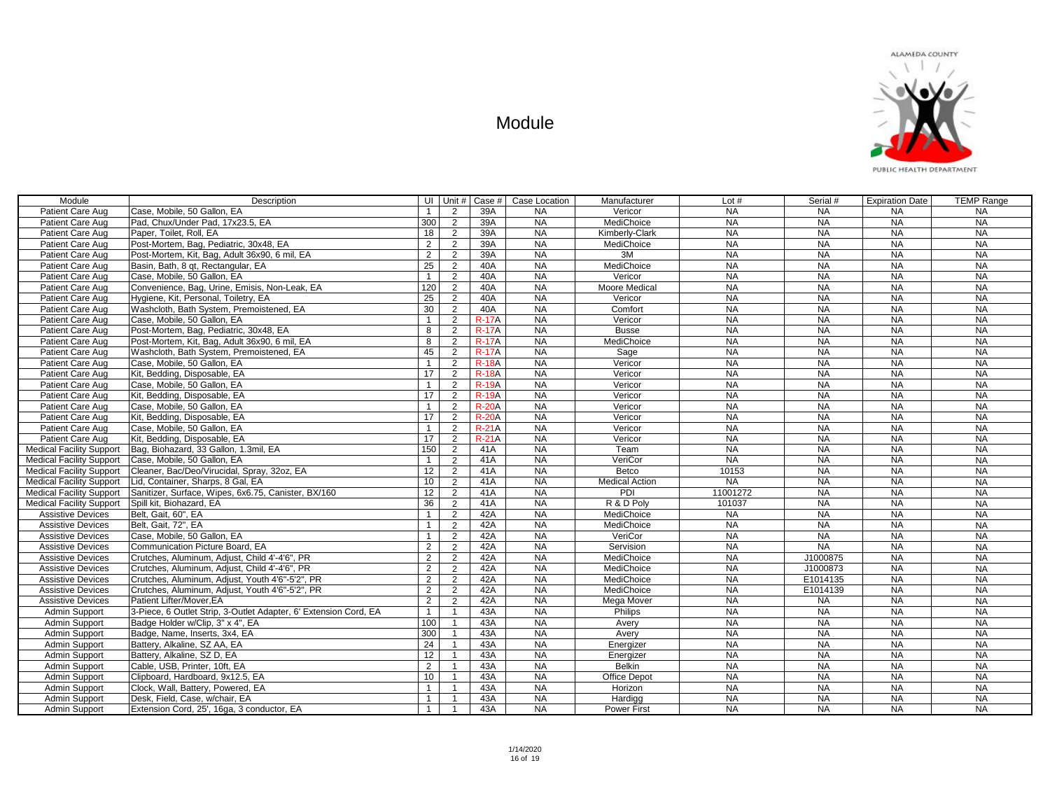# Module

ALAMEDA COUNTY PUBLIC HEALTH DEPARTMENT

| Module | Description | UI | Unit # | Case # | Case Location | Manufacturer | Lot # | Serial # | Expiration Date | TEMP Range |
|---|---|---|---|---|---|---|---|---|---|---|
| Patient Care Aug | Case, Mobile, 50 Gallon, EA | 1 | 2 | 39A | NA | Vericor | NA | NA | NA | NA |
| Patient Care Aug | Pad, Chux/Under Pad, 17x23.5, EA | 300 | 2 | 39A | NA | MediChoice | NA | NA | NA | NA |
| Patient Care Aug | Paper, Toilet, Roll, EA | 18 | 2 | 39A | NA | Kimberly-Clark | NA | NA | NA | NA |
| Patient Care Aug | Post-Mortem, Bag, Pediatric, 30x48, EA | 2 | 2 | 39A | NA | MediChoice | NA | NA | NA | NA |
| Patient Care Aug | Post-Mortem, Kit, Bag, Adult 36x90, 6 mil, EA | 2 | 2 | 39A | NA | 3M | NA | NA | NA | NA |
| Patient Care Aug | Basin, Bath, 8 qt, Rectangular, EA | 25 | 2 | 40A | NA | MediChoice | NA | NA | NA | NA |
| Patient Care Aug | Case, Mobile, 50 Gallon, EA | 1 | 2 | 40A | NA | Vericor | NA | NA | NA | NA |
| Patient Care Aug | Convenience, Bag, Urine, Emisis, Non-Leak, EA | 120 | 2 | 40A | NA | Moore Medical | NA | NA | NA | NA |
| Patient Care Aug | Hygiene, Kit, Personal, Toiletry, EA | 25 | 2 | 40A | NA | Vericor | NA | NA | NA | NA |
| Patient Care Aug | Washcloth, Bath System, Premoistened, EA | 30 | 2 | 40A | NA | Comfort | NA | NA | NA | NA |
| Patient Care Aug | Case, Mobile, 50 Gallon, EA | 1 | 2 | R-17A | NA | Vericor | NA | NA | NA | NA |
| Patient Care Aug | Post-Mortem, Bag, Pediatric, 30x48, EA | 8 | 2 | R-17A | NA | Busse | NA | NA | NA | NA |
| Patient Care Aug | Post-Mortem, Kit, Bag, Adult 36x90, 6 mil, EA | 8 | 2 | R-17A | NA | MediChoice | NA | NA | NA | NA |
| Patient Care Aug | Washcloth, Bath System, Premoistened, EA | 45 | 2 | R-17A | NA | Sage | NA | NA | NA | NA |
| Patient Care Aug | Case, Mobile, 50 Gallon, EA | 1 | 2 | R-18A | NA | Vericor | NA | NA | NA | NA |
| Patient Care Aug | Kit, Bedding, Disposable, EA | 17 | 2 | R-18A | NA | Vericor | NA | NA | NA | NA |
| Patient Care Aug | Case, Mobile, 50 Gallon, EA | 1 | 2 | R-19A | NA | Vericor | NA | NA | NA | NA |
| Patient Care Aug | Kit, Bedding, Disposable, EA | 17 | 2 | R-19A | NA | Vericor | NA | NA | NA | NA |
| Patient Care Aug | Case, Mobile, 50 Gallon, EA | 1 | 2 | R-20A | NA | Vericor | NA | NA | NA | NA |
| Patient Care Aug | Kit, Bedding, Disposable, EA | 17 | 2 | R-20A | NA | Vericor | NA | NA | NA | NA |
| Patient Care Aug | Case, Mobile, 50 Gallon, EA | 1 | 2 | R-21A | NA | Vericor | NA | NA | NA | NA |
| Patient Care Aug | Kit, Bedding, Disposable, EA | 17 | 2 | R-21A | NA | Vericor | NA | NA | NA | NA |
| Medical Facility Support | Bag, Biohazard, 33 Gallon, 1.3mil, EA | 150 | 2 | 41A | NA | Team | NA | NA | NA | NA |
| Medical Facility Support | Case, Mobile, 50 Gallon, EA | 1 | 2 | 41A | NA | VeriCor | NA | NA | NA | NA |
| Medical Facility Support | Cleaner, Bac/Deo/Virucidal, Spray, 32oz, EA | 12 | 2 | 41A | NA | Betco | 10153 | NA | NA | NA |
| Medical Facility Support | Lid, Container, Sharps, 8 Gal, EA | 10 | 2 | 41A | NA | Medical Action | NA | NA | NA | NA |
| Medical Facility Support | Sanitizer, Surface, Wipes, 6x6.75, Canister, BX/160 | 12 | 2 | 41A | NA | PDI | 11001272 | NA | NA | NA |
| Medical Facility Support | Spill kit, Biohazard, EA | 36 | 2 | 41A | NA | R & D Poly | 101037 | NA | NA | NA |
| Assistive Devices | Belt, Gait, 60", EA | 1 | 2 | 42A | NA | MediChoice | NA | NA | NA | NA |
| Assistive Devices | Belt, Gait, 72", EA | 1 | 2 | 42A | NA | MediChoice | NA | NA | NA | NA |
| Assistive Devices | Case, Mobile, 50 Gallon, EA | 1 | 2 | 42A | NA | VeriCor | NA | NA | NA | NA |
| Assistive Devices | Communication Picture Board, EA | 2 | 2 | 42A | NA | Servision | NA | NA | NA | NA |
| Assistive Devices | Crutches, Aluminum, Adjust, Child 4'-4'6", PR | 2 | 2 | 42A | NA | MediChoice | NA | J1000875 | NA | NA |
| Assistive Devices | Crutches, Aluminum, Adjust, Child 4'-4'6", PR | 2 | 2 | 42A | NA | MediChoice | NA | J1000873 | NA | NA |
| Assistive Devices | Crutches, Aluminum, Adjust, Youth 4'6"-5'2", PR | 2 | 2 | 42A | NA | MediChoice | NA | E1014135 | NA | NA |
| Assistive Devices | Crutches, Aluminum, Adjust, Youth 4'6"-5'2", PR | 2 | 2 | 42A | NA | MediChoice | NA | E1014139 | NA | NA |
| Assistive Devices | Patient Lifter/Mover,EA | 2 | 2 | 42A | NA | Mega Mover | NA | NA | NA | NA |
| Admin Support | 3-Piece, 6 Outlet Strip, 3-Outlet Adapter, 6' Extension Cord, EA | 1 | 1 | 43A | NA | Philips | NA | NA | NA | NA |
| Admin Support | Badge Holder w/Clip, 3" x 4", EA | 100 | 1 | 43A | NA | Avery | NA | NA | NA | NA |
| Admin Support | Badge, Name, Inserts, 3x4, EA | 300 | 1 | 43A | NA | Avery | NA | NA | NA | NA |
| Admin Support | Battery, Alkaline, SZ AA, EA | 24 | 1 | 43A | NA | Energizer | NA | NA | NA | NA |
| Admin Support | Battery, Alkaline, SZ D, EA | 12 | 1 | 43A | NA | Energizer | NA | NA | NA | NA |
| Admin Support | Cable, USB, Printer, 10ft, EA | 2 | 1 | 43A | NA | Belkin | NA | NA | NA | NA |
| Admin Support | Clipboard, Hardboard, 9x12.5, EA | 10 | 1 | 43A | NA | Office Depot | NA | NA | NA | NA |
| Admin Support | Clock, Wall, Battery, Powered, EA | 1 | 1 | 43A | NA | Horizon | NA | NA | NA | NA |
| Admin Support | Desk, Field, Case, w/chair, EA | 1 | 1 | 43A | NA | Hardigg | NA | NA | NA | NA |
| Admin Support | Extension Cord, 25', 16ga, 3 conductor, EA | 1 | 1 | 43A | NA | Power First | NA | NA | NA | NA |

1/14/2020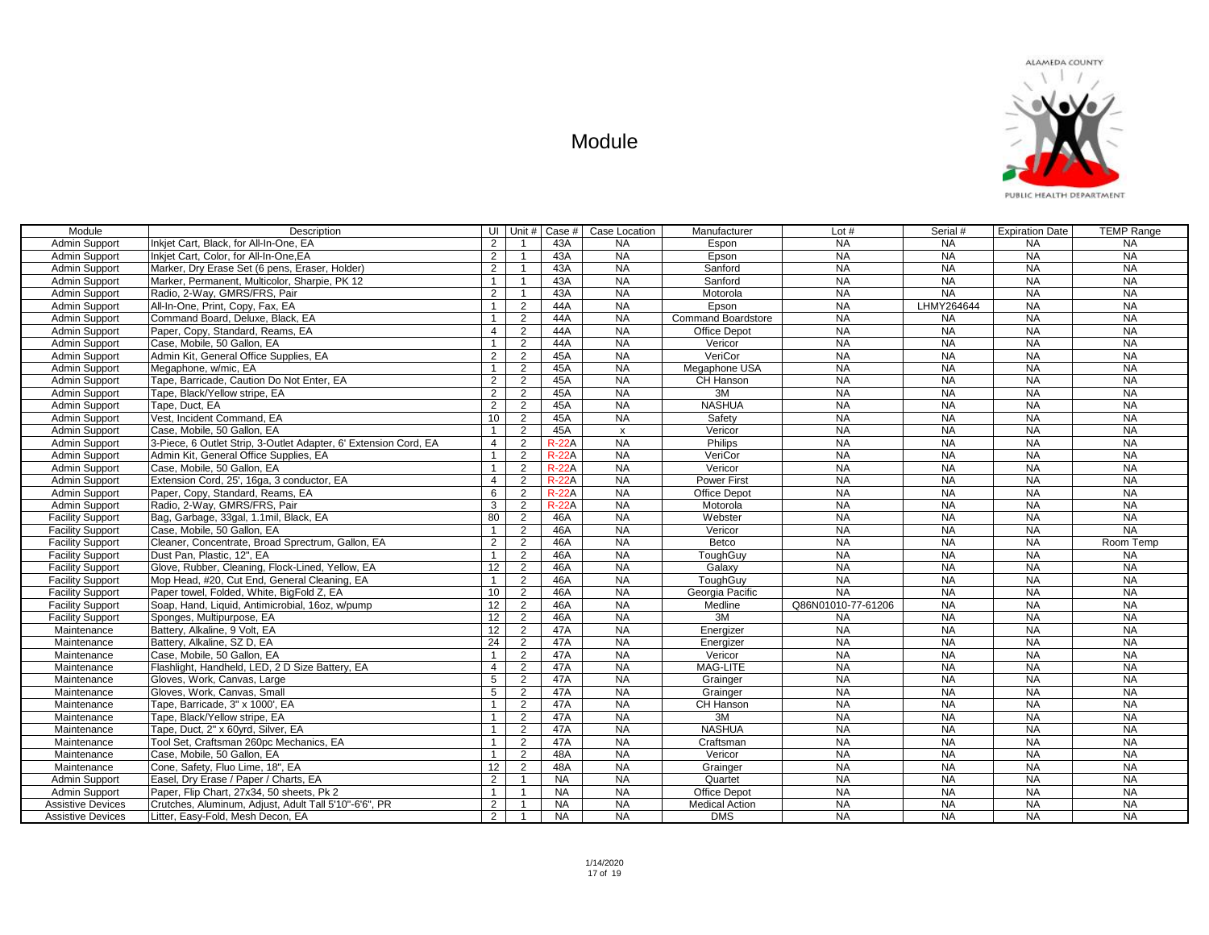# Module

ALAMEDA COUNTY PUBLIC HEALTH DEPARTMENT

| Module | Description | UI | Unit # | Case # | Case Location | Manufacturer | Lot # | Serial # | Expiration Date | TEMP Range |
|---|---|---|---|---|---|---|---|---|---|---|
| Admin Support | Inkjet Cart, Black, for All-In-One, EA | 2 | 1 | 43A | NA | Espon | NA | NA | NA | NA |
| Admin Support | Inkjet Cart, Color, for All-In-One,EA | 2 | 1 | 43A | NA | Epson | NA | NA | NA | NA |
| Admin Support | Marker, Dry Erase Set (6 pens, Eraser, Holder) | 2 | 1 | 43A | NA | Sanford | NA | NA | NA | NA |
| Admin Support | Marker, Permanent, Multicolor, Sharpie, PK 12 | 1 | 1 | 43A | NA | Sanford | NA | NA | NA | NA |
| Admin Support | Radio, 2-Way, GMRS/FRS, Pair | 2 | 1 | 43A | NA | Motorola | NA | NA | NA | NA |
| Admin Support | All-In-One, Print, Copy, Fax, EA | 1 | 2 | 44A | NA | Epson | NA | LHMY264644 | NA | NA |
| Admin Support | Command Board, Deluxe, Black, EA | 1 | 2 | 44A | NA | Command Boardstore | NA | NA | NA | NA |
| Admin Support | Paper, Copy, Standard, Reams, EA | 4 | 2 | 44A | NA | Office Depot | NA | NA | NA | NA |
| Admin Support | Case, Mobile, 50 Gallon, EA | 1 | 2 | 44A | NA | Vericor | NA | NA | NA | NA |
| Admin Support | Admin Kit, General Office Supplies, EA | 2 | 2 | 45A | NA | VeriCor | NA | NA | NA | NA |
| Admin Support | Megaphone, w/mic, EA | 1 | 2 | 45A | NA | Megaphone USA | NA | NA | NA | NA |
| Admin Support | Tape, Barricade, Caution Do Not Enter, EA | 2 | 2 | 45A | NA | CH Hanson | NA | NA | NA | NA |
| Admin Support | Tape, Black/Yellow stripe, EA | 2 | 2 | 45A | NA | 3M | NA | NA | NA | NA |
| Admin Support | Tape, Duct, EA | 2 | 2 | 45A | NA | NASHUA | NA | NA | NA | NA |
| Admin Support | Vest, Incident Command, EA | 10 | 2 | 45A | NA | Safety | NA | NA | NA | NA |
| Admin Support | Case, Mobile, 50 Gallon, EA | 1 | 2 | 45A | x | Vericor | NA | NA | NA | NA |
| Admin Support | 3-Piece, 6 Outlet Strip, 3-Outlet Adapter, 6' Extension Cord, EA | 4 | 2 | R-22A | NA | Philips | NA | NA | NA | NA |
| Admin Support | Admin Kit, General Office Supplies, EA | 1 | 2 | R-22A | NA | VeriCor | NA | NA | NA | NA |
| Admin Support | Case, Mobile, 50 Gallon, EA | 1 | 2 | R-22A | NA | Vericor | NA | NA | NA | NA |
| Admin Support | Extension Cord, 25', 16ga, 3 conductor, EA | 4 | 2 | R-22A | NA | Power First | NA | NA | NA | NA |
| Admin Support | Paper, Copy, Standard, Reams, EA | 6 | 2 | R-22A | NA | Office Depot | NA | NA | NA | NA |
| Admin Support | Radio, 2-Way, GMRS/FRS, Pair | 3 | 2 | R-22A | NA | Motorola | NA | NA | NA | NA |
| Facility Support | Bag, Garbage, 33gal, 1.1mil, Black, EA | 80 | 2 | 46A | NA | Webster | NA | NA | NA | NA |
| Facility Support | Case, Mobile, 50 Gallon, EA | 1 | 2 | 46A | NA | Vericor | NA | NA | NA | NA |
| Facility Support | Cleaner, Concentrate, Broad Sprectrum, Gallon, EA | 2 | 2 | 46A | NA | Betco | NA | NA | NA | Room Temp |
| Facility Support | Dust Pan, Plastic, 12", EA | 1 | 2 | 46A | NA | ToughGuy | NA | NA | NA | NA |
| Facility Support | Glove, Rubber, Cleaning, Flock-Lined, Yellow, EA | 12 | 2 | 46A | NA | Galaxy | NA | NA | NA | NA |
| Facility Support | Mop Head, #20, Cut End, General Cleaning, EA | 1 | 2 | 46A | NA | ToughGuy | NA | NA | NA | NA |
| Facility Support | Paper towel, Folded, White, BigFold Z, EA | 10 | 2 | 46A | NA | Georgia Pacific | NA | NA | NA | NA |
| Facility Support | Soap, Hand, Liquid, Antimicrobial, 16oz, w/pump | 12 | 2 | 46A | NA | Medline | Q86N01010-77-61206 | NA | NA | NA |
| Facility Support | Sponges, Multipurpose, EA | 12 | 2 | 46A | NA | 3M | NA | NA | NA | NA |
| Maintenance | Battery, Alkaline, 9 Volt, EA | 12 | 2 | 47A | NA | Energizer | NA | NA | NA | NA |
| Maintenance | Battery, Alkaline, SZ D, EA | 24 | 2 | 47A | NA | Energizer | NA | NA | NA | NA |
| Maintenance | Case, Mobile, 50 Gallon, EA | 1 | 2 | 47A | NA | Vericor | NA | NA | NA | NA |
| Maintenance | Flashlight, Handheld, LED, 2 D Size Battery, EA | 4 | 2 | 47A | NA | MAG-LITE | NA | NA | NA | NA |
| Maintenance | Gloves, Work, Canvas, Large | 5 | 2 | 47A | NA | Grainger | NA | NA | NA | NA |
| Maintenance | Gloves, Work, Canvas, Small | 5 | 2 | 47A | NA | Grainger | NA | NA | NA | NA |
| Maintenance | Tape, Barricade, 3" x 1000', EA | 1 | 2 | 47A | NA | CH Hanson | NA | NA | NA | NA |
| Maintenance | Tape, Black/Yellow stripe, EA | 1 | 2 | 47A | NA | 3M | NA | NA | NA | NA |
| Maintenance | Tape, Duct, 2" x 60yrd, Silver, EA | 1 | 2 | 47A | NA | NASHUA | NA | NA | NA | NA |
| Maintenance | Tool Set, Craftsman 260pc Mechanics, EA | 1 | 2 | 47A | NA | Craftsman | NA | NA | NA | NA |
| Maintenance | Case, Mobile, 50 Gallon, EA | 1 | 2 | 48A | NA | Vericor | NA | NA | NA | NA |
| Maintenance | Cone, Safety, Fluo Lime, 18", EA | 12 | 2 | 48A | NA | Grainger | NA | NA | NA | NA |
| Admin Support | Easel, Dry Erase / Paper / Charts, EA | 2 | 1 | NA | NA | Quartet | NA | NA | NA | NA |
| Admin Support | Paper, Flip Chart, 27x34, 50 sheets, Pk 2 | 1 | 1 | NA | NA | Office Depot | NA | NA | NA | NA |
| Assistive Devices | Crutches, Aluminum, Adjust, Adult Tall 5'10"-6'6", PR | 2 | 1 | NA | NA | Medical Action | NA | NA | NA | NA |
| Assistive Devices | Litter, Easy-Fold, Mesh Decon, EA | 2 | 1 | NA | NA | DMS | NA | NA | NA | NA |

1/14/2020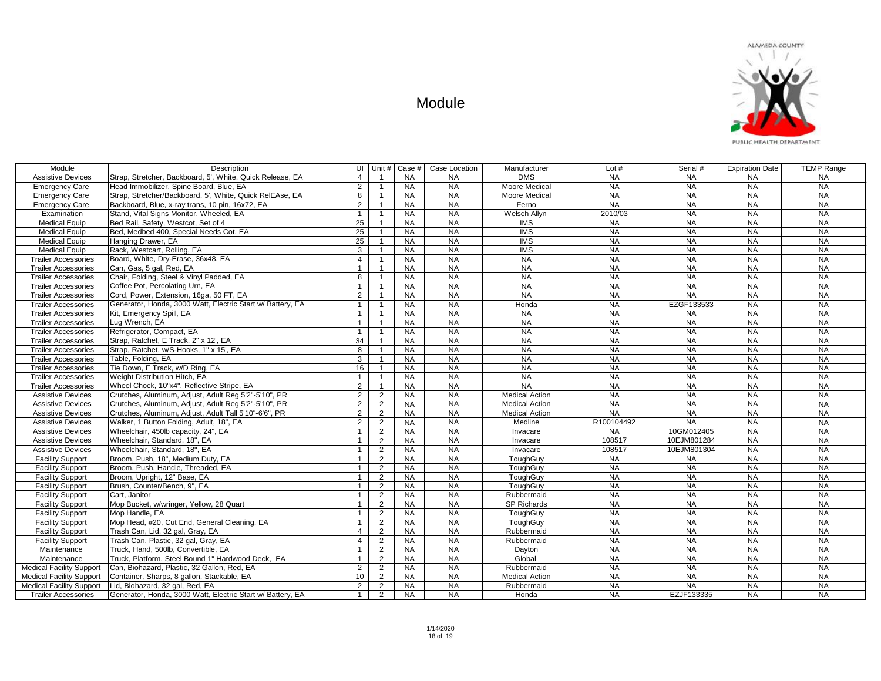# Module

| Module | Description | UI | Unit # | Case # | Case Location | Manufacturer | Lot # | Serial # | Expiration Date | TEMP Range |
|---|---|---|---|---|---|---|---|---|---|---|
| Assistive Devices | Strap, Stretcher, Backboard, 5', White, Quick Release, EA | 4 | 1 | NA | NA | DMS | NA | NA | NA | NA |
| Emergency Care | Head Immobilizer, Spine Board, Blue, EA | 2 | 1 | NA | NA | Moore Medical | NA | NA | NA | NA |
| Emergency Care | Strap, Stretcher/Backboard, 5', White, Quick RelEAse, EA | 8 | 1 | NA | NA | Moore Medical | NA | NA | NA | NA |
| Emergency Care | Backboard, Blue, x-ray trans, 10 pin, 16x72, EA | 2 | 1 | NA | NA | Ferno | NA | NA | NA | NA |
| Examination | Stand, Vital Signs Monitor, Wheeled, EA | 1 | 1 | NA | NA | Welsch Allyn | 2010/03 | NA | NA | NA |
| Medical Equip | Bed Rail, Safety, Westcot, Set of 4 | 25 | 1 | NA | NA | IMS | NA | NA | NA | NA |
| Medical Equip | Bed, Medbed 400, Special Needs Cot, EA | 25 | 1 | NA | NA | IMS | NA | NA | NA | NA |
| Medical Equip | Hanging Drawer, EA | 25 | 1 | NA | NA | IMS | NA | NA | NA | NA |
| Medical Equip | Rack, Westcart, Rolling, EA | 3 | 1 | NA | NA | IMS | NA | NA | NA | NA |
| Trailer Accessories | Board, White, Dry-Erase, 36x48, EA | 4 | 1 | NA | NA | NA | NA | NA | NA | NA |
| Trailer Accessories | Can, Gas, 5 gal, Red, EA | 1 | 1 | NA | NA | NA | NA | NA | NA | NA |
| Trailer Accessories | Chair, Folding, Steel & Vinyl Padded, EA | 8 | 1 | NA | NA | NA | NA | NA | NA | NA |
| Trailer Accessories | Coffee Pot, Percolating Urn, EA | 1 | 1 | NA | NA | NA | NA | NA | NA | NA |
| Trailer Accessories | Cord, Power, Extension, 16ga, 50 FT, EA | 2 | 1 | NA | NA | NA | NA | NA | NA | NA |
| Trailer Accessories | Generator, Honda, 3000 Watt, Electric Start w/ Battery, EA | 1 | 1 | NA | NA | Honda | NA | EZGF133533 | NA | NA |
| Trailer Accessories | Kit, Emergency Spill, EA | 1 | 1 | NA | NA | NA | NA | NA | NA | NA |
| Trailer Accessories | Lug Wrench, EA | 1 | 1 | NA | NA | NA | NA | NA | NA | NA |
| Trailer Accessories | Refrigerator, Compact, EA | 1 | 1 | NA | NA | NA | NA | NA | NA | NA |
| Trailer Accessories | Strap, Ratchet, E Track, 2" x 12', EA | 34 | 1 | NA | NA | NA | NA | NA | NA | NA |
| Trailer Accessories | Strap, Ratchet, w/S-Hooks, 1" x 15', EA | 8 | 1 | NA | NA | NA | NA | NA | NA | NA |
| Trailer Accessories | Table, Folding, EA | 3 | 1 | NA | NA | NA | NA | NA | NA | NA |
| Trailer Accessories | Tie Down, E Track, w/D Ring, EA | 16 | 1 | NA | NA | NA | NA | NA | NA | NA |
| Trailer Accessories | Weight Distribution Hitch, EA | 1 | 1 | NA | NA | NA | NA | NA | NA | NA |
| Trailer Accessories | Wheel Chock, 10"x4", Reflective Stripe, EA | 2 | 1 | NA | NA | NA | NA | NA | NA | NA |
| Assistive Devices | Crutches, Aluminum, Adjust, Adult Reg 5'2"-5'10", PR | 2 | 2 | NA | NA | Medical Action | NA | NA | NA | NA |
| Assistive Devices | Crutches, Aluminum, Adjust, Adult Reg 5'2"-5'10", PR | 2 | 2 | NA | NA | Medical Action | NA | NA | NA | NA |
| Assistive Devices | Crutches, Aluminum, Adjust, Adult Tall 5'10"-6'6", PR | 2 | 2 | NA | NA | Medical Action | NA | NA | NA | NA |
| Assistive Devices | Walker, 1 Button Folding, Adult, 18", EA | 2 | 2 | NA | NA | Medline | R100104492 | NA | NA | NA |
| Assistive Devices | Wheelchair, 450lb capacity, 24", EA | 1 | 2 | NA | NA | Invacare | NA | 10GM012405 | NA | NA |
| Assistive Devices | Wheelchair, Standard, 18", EA | 1 | 2 | NA | NA | Invacare | 108517 | 10EJM801284 | NA | NA |
| Assistive Devices | Wheelchair, Standard, 18", EA | 1 | 2 | NA | NA | Invacare | 108517 | 10EJM801304 | NA | NA |
| Facility Support | Broom, Push, 18", Medium Duty, EA | 1 | 2 | NA | NA | ToughGuy | NA | NA | NA | NA |
| Facility Support | Broom, Push, Handle, Threaded, EA | 1 | 2 | NA | NA | ToughGuy | NA | NA | NA | NA |
| Facility Support | Broom, Upright, 12" Base, EA | 1 | 2 | NA | NA | ToughGuy | NA | NA | NA | NA |
| Facility Support | Brush, Counter/Bench, 9", EA | 1 | 2 | NA | NA | ToughGuy | NA | NA | NA | NA |
| Facility Support | Cart, Janitor | 1 | 2 | NA | NA | Rubbermaid | NA | NA | NA | NA |
| Facility Support | Mop Bucket, w/wringer, Yellow, 28 Quart | 1 | 2 | NA | NA | SP Richards | NA | NA | NA | NA |
| Facility Support | Mop Handle, EA | 1 | 2 | NA | NA | ToughGuy | NA | NA | NA | NA |
| Facility Support | Mop Head, #20, Cut End, General Cleaning, EA | 1 | 2 | NA | NA | ToughGuy | NA | NA | NA | NA |
| Facility Support | Trash Can, Lid, 32 gal, Gray, EA | 4 | 2 | NA | NA | Rubbermaid | NA | NA | NA | NA |
| Facility Support | Trash Can, Plastic, 32 gal, Gray, EA | 4 | 2 | NA | NA | Rubbermaid | NA | NA | NA | NA |
| Maintenance | Truck, Hand, 500lb, Convertible, EA | 1 | 2 | NA | NA | Dayton | NA | NA | NA | NA |
| Maintenance | Truck, Platform, Steel Bound 1" Hardwood Deck, EA | 1 | 2 | NA | NA | Global | NA | NA | NA | NA |
| Medical Facility Support | Can, Biohazard, Plastic, 32 Gallon, Red, EA | 2 | 2 | NA | NA | Rubbermaid | NA | NA | NA | NA |
| Medical Facility Support | Container, Sharps, 8 gallon, Stackable, EA | 10 | 2 | NA | NA | Medical Action | NA | NA | NA | NA |
| Medical Facility Support | Lid, Biohazard, 32 gal, Red, EA | 2 | 2 | NA | NA | Rubbermaid | NA | NA | NA | NA |
| Trailer Accessories | Generator, Honda, 3000 Watt, Electric Start w/ Battery, EA | 1 | 2 | NA | NA | Honda | NA | EZJF133335 | NA | NA |

1/14/2020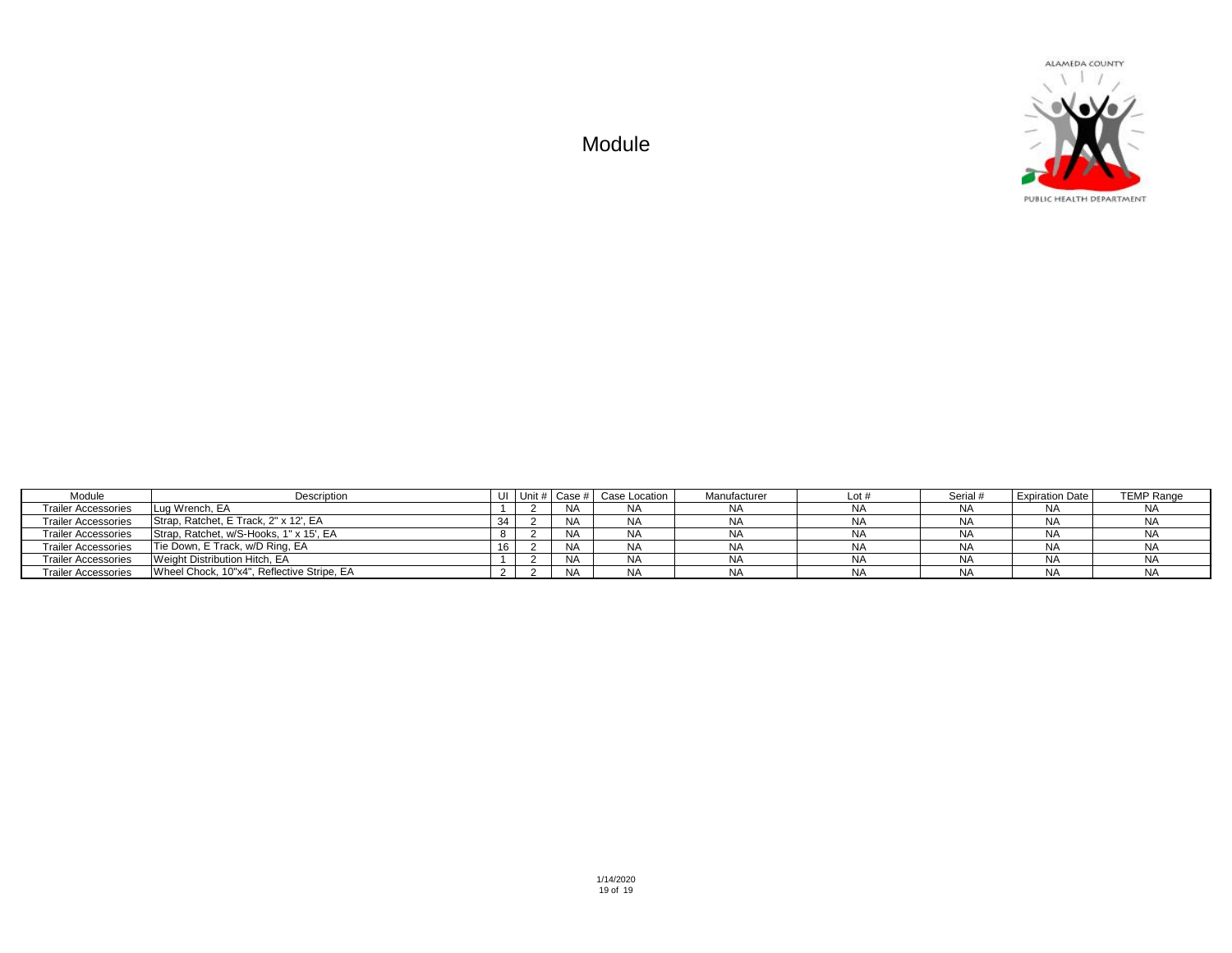# Module

| Module | Description | UI | Unit # | Case # | Case Location | Manufacturer | Lot # | Serial # | Expiration Date | TEMP Range |
|---|---|---|---|---|---|---|---|---|---|---|
| Trailer Accessories | Lug Wrench, EA | 1 | 2 | NA | NA | NA | NA | NA | NA | NA |
| Trailer Accessories | Strap, Ratchet, E Track, 2" x 12', EA | 34 | 2 | NA | NA | NA | NA | NA | NA | NA |
| Trailer Accessories | Strap, Ratchet, w/S-Hooks, 1" x 15', EA | 8 | 2 | NA | NA | NA | NA | NA | NA | NA |
| Trailer Accessories | Tie Down, E Track, w/D Ring, EA | 16 | 2 | NA | NA | NA | NA | NA | NA | NA |
| Trailer Accessories | Weight Distribution Hitch, EA | 1 | 2 | NA | NA | NA | NA | NA | NA | NA |
| Trailer Accessories | Wheel Chock, 10"x4", Reflective Stripe, EA | 2 | 2 | NA | NA | NA | NA | NA | NA | NA |

1/14/2020